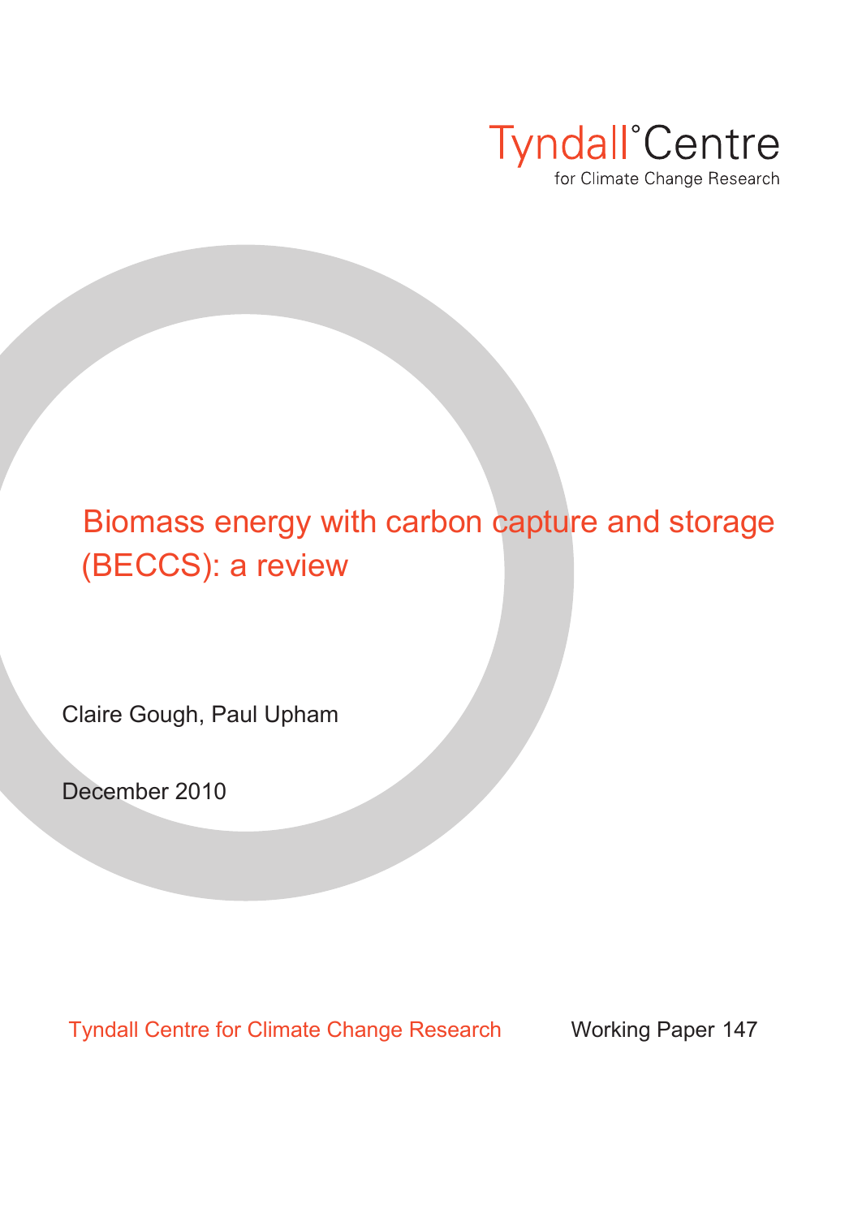Tyndall°Centre
for Climate Change Research

# Biomass energy with carbon capture and storage (BECCS): a review

Claire Gough, Paul Upham

December 2010

Tyndall Centre for Climate Change Research

Working Paper 147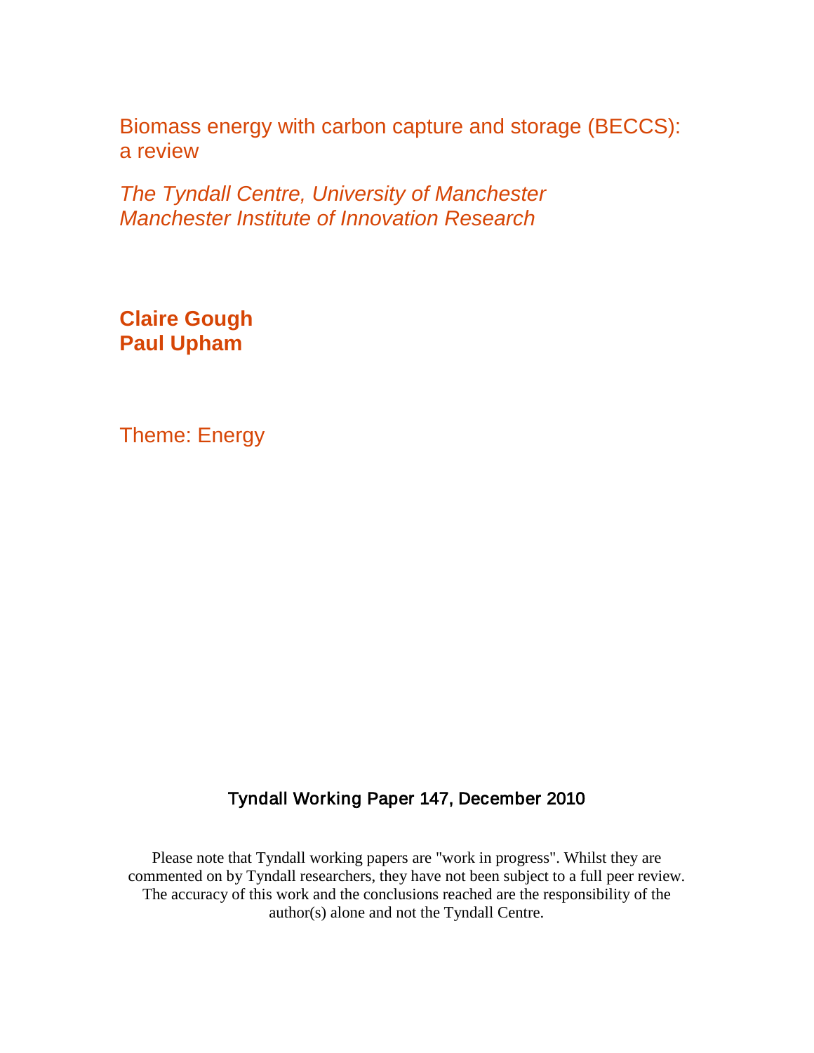# Biomass energy with carbon capture and storage (BECCS): a review

*The Tyndall Centre, University of Manchester*
*Manchester Institute of Innovation Research*

**Claire Gough**
**Paul Upham**

Theme: Energy

Tyndall Working Paper 147, December 2010

Please note that Tyndall working papers are "work in progress". Whilst they are commented on by Tyndall researchers, they have not been subject to a full peer review. The accuracy of this work and the conclusions reached are the responsibility of the author(s) alone and not the Tyndall Centre.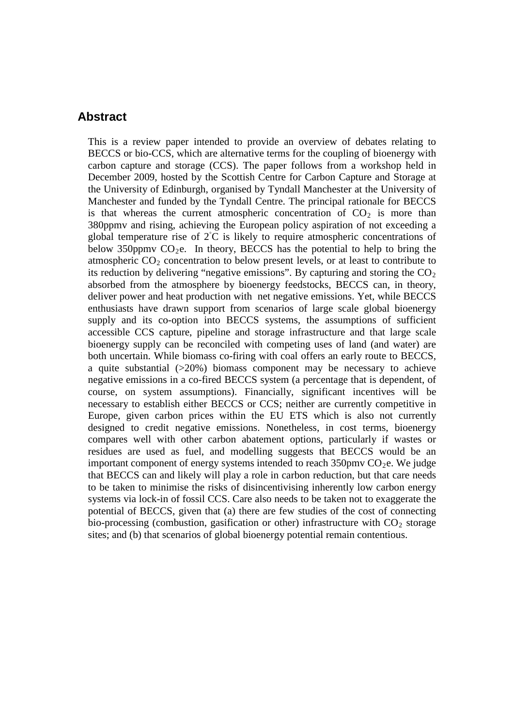## Abstract

This is a review paper intended to provide an overview of debates relating to BECCS or bio-CCS, which are alternative terms for the coupling of bioenergy with carbon capture and storage (CCS). The paper follows from a workshop held in December 2009, hosted by the Scottish Centre for Carbon Capture and Storage at the University of Edinburgh, organised by Tyndall Manchester at the University of Manchester and funded by the Tyndall Centre. The principal rationale for BECCS is that whereas the current atmospheric concentration of $CO_2$ is more than 380ppmv and rising, achieving the European policy aspiration of not exceeding a global temperature rise of 2°C is likely to require atmospheric concentrations of below 350ppmv $CO_2$e. In theory, BECCS has the potential to help to bring the atmospheric $CO_2$ concentration to below present levels, or at least to contribute to its reduction by delivering "negative emissions". By capturing and storing the $CO_2$ absorbed from the atmosphere by bioenergy feedstocks, BECCS can, in theory, deliver power and heat production with net negative emissions. Yet, while BECCS enthusiasts have drawn support from scenarios of large scale global bioenergy supply and its co-option into BECCS systems, the assumptions of sufficient accessible CCS capture, pipeline and storage infrastructure and that large scale bioenergy supply can be reconciled with competing uses of land (and water) are both uncertain. While biomass co-firing with coal offers an early route to BECCS, a quite substantial (>20%) biomass component may be necessary to achieve negative emissions in a co-fired BECCS system (a percentage that is dependent, of course, on system assumptions). Financially, significant incentives will be necessary to establish either BECCS or CCS; neither are currently competitive in Europe, given carbon prices within the EU ETS which is also not currently designed to credit negative emissions. Nonetheless, in cost terms, bioenergy compares well with other carbon abatement options, particularly if wastes or residues are used as fuel, and modelling suggests that BECCS would be an important component of energy systems intended to reach 350pmv $CO_2$e. We judge that BECCS can and likely will play a role in carbon reduction, but that care needs to be taken to minimise the risks of disincentivising inherently low carbon energy systems via lock-in of fossil CCS. Care also needs to be taken not to exaggerate the potential of BECCS, given that (a) there are few studies of the cost of connecting bio-processing (combustion, gasification or other) infrastructure with $CO_2$ storage sites; and (b) that scenarios of global bioenergy potential remain contentious.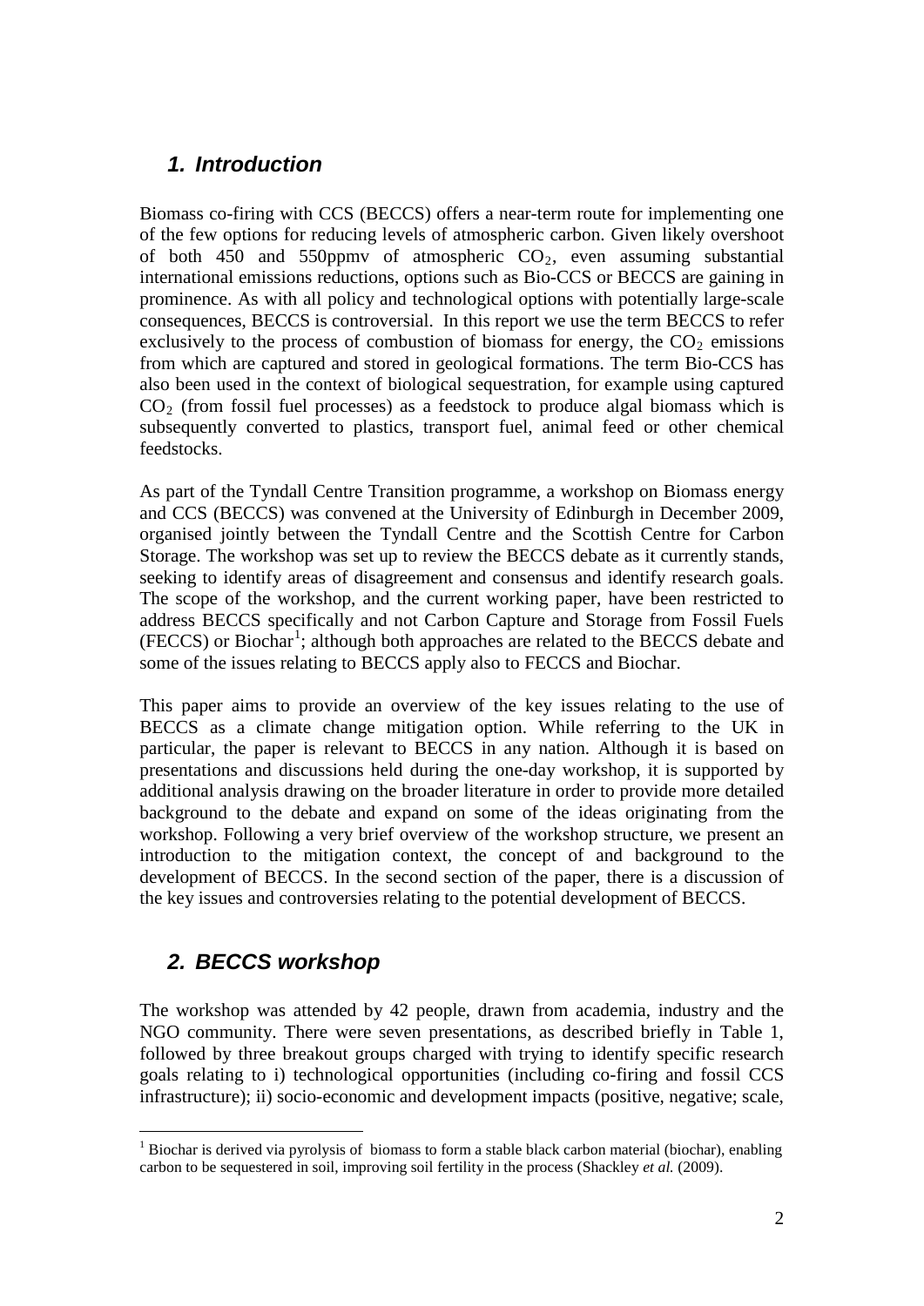## *1. Introduction*

Biomass co-firing with CCS (BECCS) offers a near-term route for implementing one of the few options for reducing levels of atmospheric carbon. Given likely overshoot of both 450 and 550ppmv of atmospheric $CO_2$, even assuming substantial international emissions reductions, options such as Bio-CCS or BECCS are gaining in prominence. As with all policy and technological options with potentially large-scale consequences, BECCS is controversial. In this report we use the term BECCS to refer exclusively to the process of combustion of biomass for energy, the $CO_2$ emissions from which are captured and stored in geological formations. The term Bio-CCS has also been used in the context of biological sequestration, for example using captured $CO_2$ (from fossil fuel processes) as a feedstock to produce algal biomass which is subsequently converted to plastics, transport fuel, animal feed or other chemical feedstocks.

As part of the Tyndall Centre Transition programme, a workshop on Biomass energy and CCS (BECCS) was convened at the University of Edinburgh in December 2009, organised jointly between the Tyndall Centre and the Scottish Centre for Carbon Storage. The workshop was set up to review the BECCS debate as it currently stands, seeking to identify areas of disagreement and consensus and identify research goals. The scope of the workshop, and the current working paper, have been restricted to address BECCS specifically and not Carbon Capture and Storage from Fossil Fuels (FECCS) or Biochar[1]; although both approaches are related to the BECCS debate and some of the issues relating to BECCS apply also to FECCS and Biochar.

This paper aims to provide an overview of the key issues relating to the use of BECCS as a climate change mitigation option. While referring to the UK in particular, the paper is relevant to BECCS in any nation. Although it is based on presentations and discussions held during the one-day workshop, it is supported by additional analysis drawing on the broader literature in order to provide more detailed background to the debate and expand on some of the ideas originating from the workshop. Following a very brief overview of the workshop structure, we present an introduction to the mitigation context, the concept of and background to the development of BECCS. In the second section of the paper, there is a discussion of the key issues and controversies relating to the potential development of BECCS.

## *2. BECCS workshop*

The workshop was attended by 42 people, drawn from academia, industry and the NGO community. There were seven presentations, as described briefly in Table 1, followed by three breakout groups charged with trying to identify specific research goals relating to i) technological opportunities (including co-firing and fossil CCS infrastructure); ii) socio-economic and development impacts (positive, negative; scale,

[1] Biochar is derived via pyrolysis of biomass to form a stable black carbon material (biochar), enabling carbon to be sequestered in soil, improving soil fertility in the process (Shackley *et al.* (2009).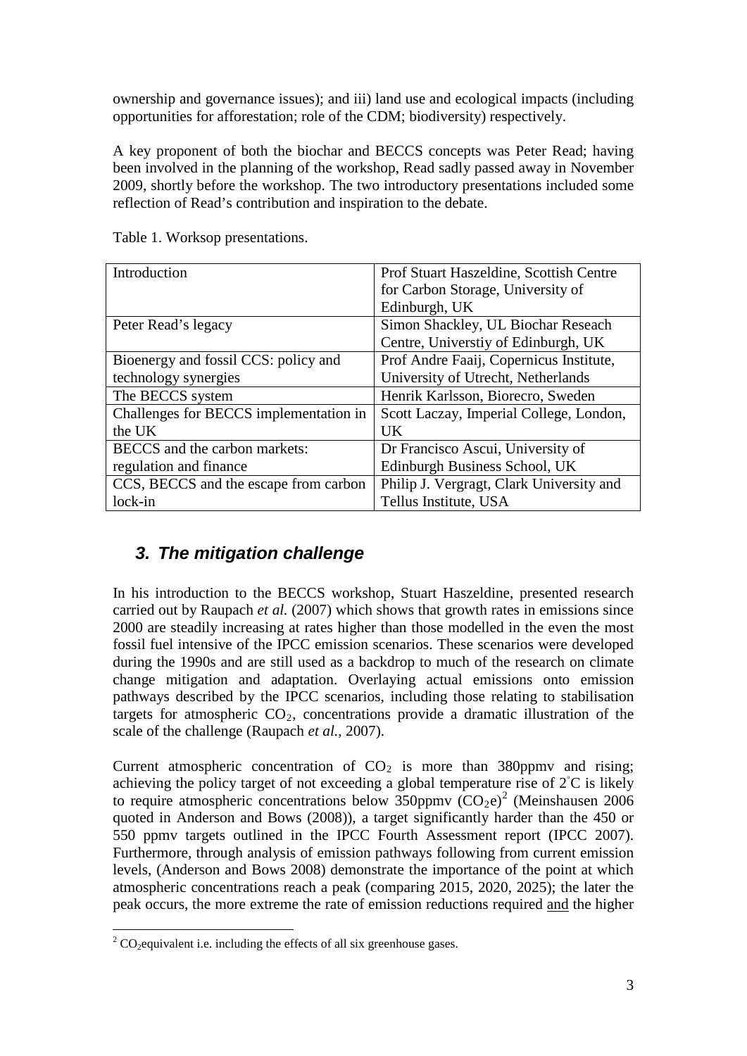ownership and governance issues); and iii) land use and ecological impacts (including opportunities for afforestation; role of the CDM; biodiversity) respectively.

A key proponent of both the biochar and BECCS concepts was Peter Read; having been involved in the planning of the workshop, Read sadly passed away in November 2009, shortly before the workshop. The two introductory presentations included some reflection of Read's contribution and inspiration to the debate.

Table 1. Worksop presentations.

| | |
|---|---|
| Introduction | Prof Stuart Haszeldine, Scottish Centre for Carbon Storage, University of Edinburgh, UK |
| Peter Read's legacy | Simon Shackley, UL Biochar Reseach Centre, Universtiy of Edinburgh, UK |
| Bioenergy and fossil CCS: policy and technology synergies | Prof Andre Faaij, Copernicus Institute, University of Utrecht, Netherlands |
| The BECCS system | Henrik Karlsson, Biorecro, Sweden |
| Challenges for BECCS implementation in the UK | Scott Laczay, Imperial College, London, UK |
| BECCS and the carbon markets: regulation and finance | Dr Francisco Ascui, University of Edinburgh Business School, UK |
| CCS, BECCS and the escape from carbon lock-in | Philip J. Vergragt, Clark University and Tellus Institute, USA |

## *3. The mitigation challenge*

In his introduction to the BECCS workshop, Stuart Haszeldine, presented research carried out by Raupach *et al.* (2007) which shows that growth rates in emissions since 2000 are steadily increasing at rates higher than those modelled in the even the most fossil fuel intensive of the IPCC emission scenarios. These scenarios were developed during the 1990s and are still used as a backdrop to much of the research on climate change mitigation and adaptation. Overlaying actual emissions onto emission pathways described by the IPCC scenarios, including those relating to stabilisation targets for atmospheric $CO_2$, concentrations provide a dramatic illustration of the scale of the challenge (Raupach *et al.*, 2007).

Current atmospheric concentration of $CO_2$ is more than 380ppmv and rising; achieving the policy target of not exceeding a global temperature rise of $2^{\circ}C$ is likely to require atmospheric concentrations below 350ppmv ($CO_2e$)[2] (Meinshausen 2006 quoted in Anderson and Bows (2008)), a target significantly harder than the 450 or 550 ppmv targets outlined in the IPCC Fourth Assessment report (IPCC 2007). Furthermore, through analysis of emission pathways following from current emission levels, (Anderson and Bows 2008) demonstrate the importance of the point at which atmospheric concentrations reach a peak (comparing 2015, 2020, 2025); the later the peak occurs, the more extreme the rate of emission reductions required and the higher

[2] $CO_2$equivalent i.e. including the effects of all six greenhouse gases.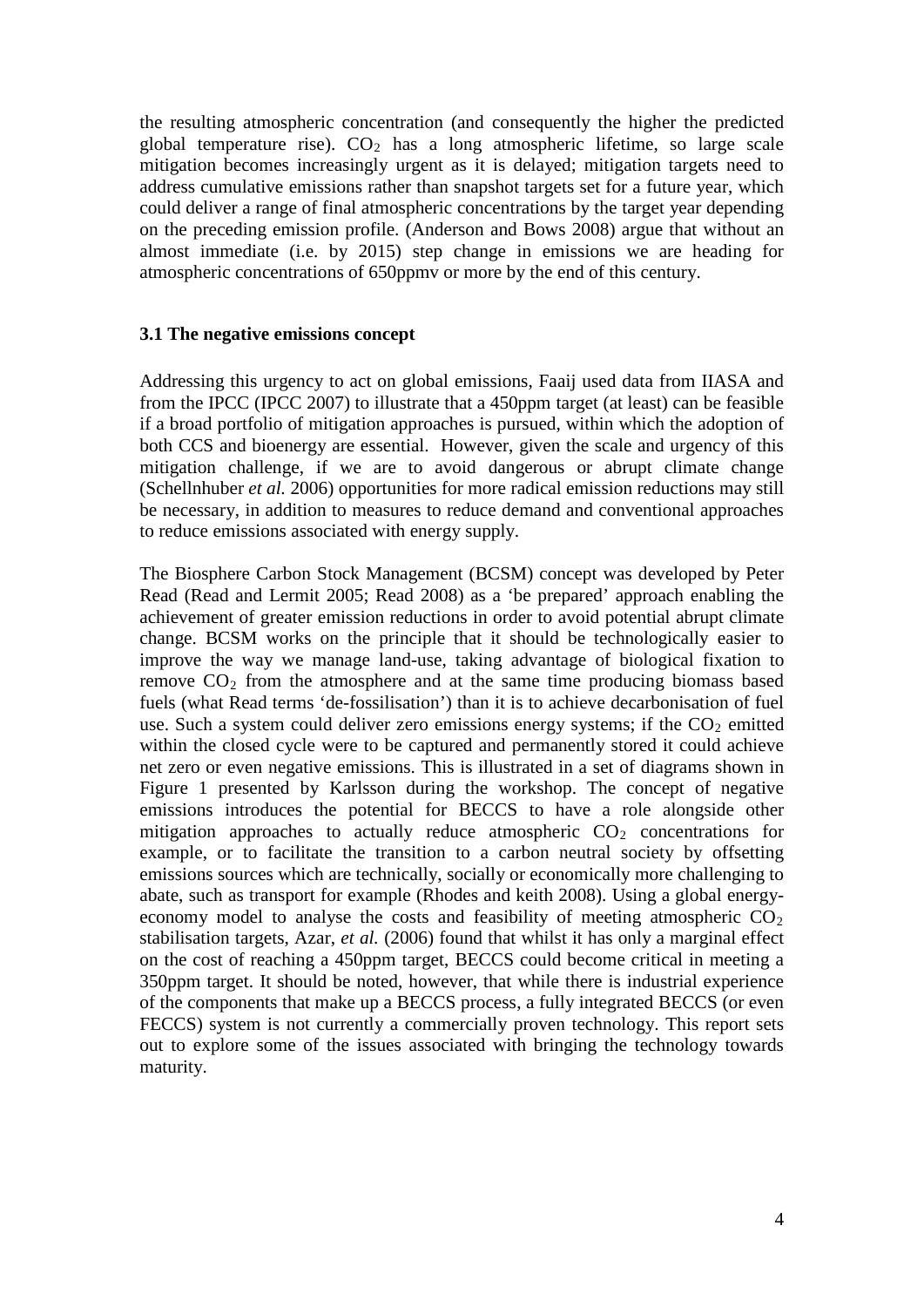the resulting atmospheric concentration (and consequently the higher the predicted global temperature rise). $CO_2$ has a long atmospheric lifetime, so large scale mitigation becomes increasingly urgent as it is delayed; mitigation targets need to address cumulative emissions rather than snapshot targets set for a future year, which could deliver a range of final atmospheric concentrations by the target year depending on the preceding emission profile. (Anderson and Bows 2008) argue that without an almost immediate (i.e. by 2015) step change in emissions we are heading for atmospheric concentrations of 650ppmv or more by the end of this century.

### 3.1 The negative emissions concept

Addressing this urgency to act on global emissions, Faaij used data from IIASA and from the IPCC (IPCC 2007) to illustrate that a 450ppm target (at least) can be feasible if a broad portfolio of mitigation approaches is pursued, within which the adoption of both CCS and bioenergy are essential. However, given the scale and urgency of this mitigation challenge, if we are to avoid dangerous or abrupt climate change (Schellnhuber *et al.* 2006) opportunities for more radical emission reductions may still be necessary, in addition to measures to reduce demand and conventional approaches to reduce emissions associated with energy supply.

The Biosphere Carbon Stock Management (BCSM) concept was developed by Peter Read (Read and Lermit 2005; Read 2008) as a 'be prepared' approach enabling the achievement of greater emission reductions in order to avoid potential abrupt climate change. BCSM works on the principle that it should be technologically easier to improve the way we manage land-use, taking advantage of biological fixation to remove $CO_2$ from the atmosphere and at the same time producing biomass based fuels (what Read terms 'de-fossilisation') than it is to achieve decarbonisation of fuel use. Such a system could deliver zero emissions energy systems; if the $CO_2$ emitted within the closed cycle were to be captured and permanently stored it could achieve net zero or even negative emissions. This is illustrated in a set of diagrams shown in Figure 1 presented by Karlsson during the workshop. The concept of negative emissions introduces the potential for BECCS to have a role alongside other mitigation approaches to actually reduce atmospheric $CO_2$ concentrations for example, or to facilitate the transition to a carbon neutral society by offsetting emissions sources which are technically, socially or economically more challenging to abate, such as transport for example (Rhodes and keith 2008). Using a global energy-economy model to analyse the costs and feasibility of meeting atmospheric $CO_2$ stabilisation targets, Azar, *et al.* (2006) found that whilst it has only a marginal effect on the cost of reaching a 450ppm target, BECCS could become critical in meeting a 350ppm target. It should be noted, however, that while there is industrial experience of the components that make up a BECCS process, a fully integrated BECCS (or even FECCS) system is not currently a commercially proven technology. This report sets out to explore some of the issues associated with bringing the technology towards maturity.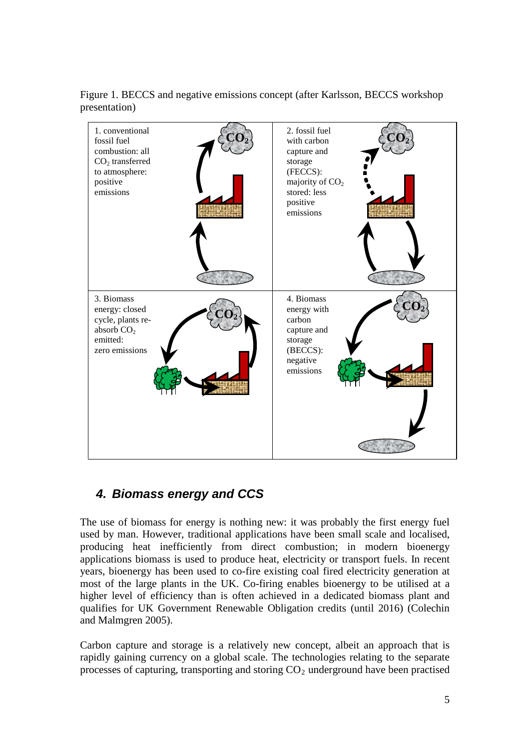Figure 1. BECCS and negative emissions concept (after Karlsson, BECCS workshop presentation)

| | |
|---|---|
| 1. conventional fossil fuel combustion: all $CO_2$ transferred to atmosphere: positive emissions | 2. fossil fuel with carbon capture and storage (FECCS): majority of $CO_2$ stored: less positive emissions |
| 3. Biomass energy: closed cycle, plants re-absorb $CO_2$ emitted: zero emissions | 4. Biomass energy with carbon capture and storage (BECCS): negative emissions |

## *4. Biomass energy and CCS*

The use of biomass for energy is nothing new: it was probably the first energy fuel used by man. However, traditional applications have been small scale and localised, producing heat inefficiently from direct combustion; in modern bioenergy applications biomass is used to produce heat, electricity or transport fuels. In recent years, bioenergy has been used to co-fire existing coal fired electricity generation at most of the large plants in the UK. Co-firing enables bioenergy to be utilised at a higher level of efficiency than is often achieved in a dedicated biomass plant and qualifies for UK Government Renewable Obligation credits (until 2016) (Colechin and Malmgren 2005).

Carbon capture and storage is a relatively new concept, albeit an approach that is rapidly gaining currency on a global scale. The technologies relating to the separate processes of capturing, transporting and storing $CO_2$ underground have been practised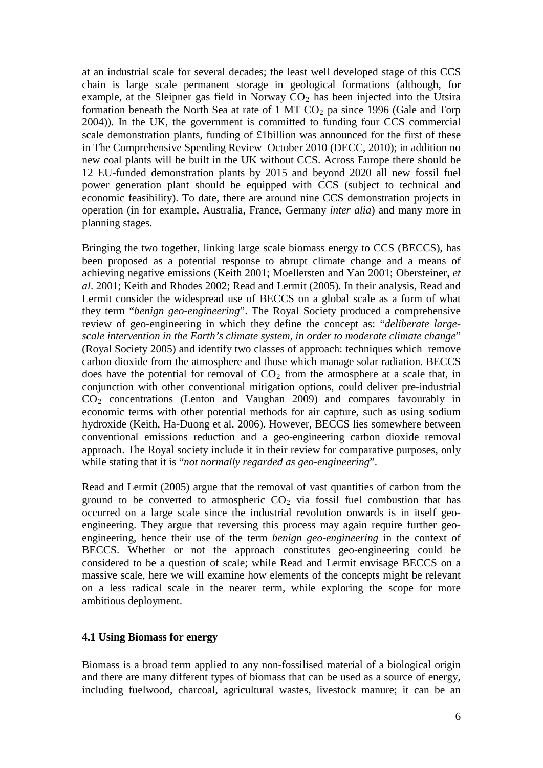at an industrial scale for several decades; the least well developed stage of this CCS chain is large scale permanent storage in geological formations (although, for example, at the Sleipner gas field in Norway $CO_2$ has been injected into the Utsira formation beneath the North Sea at rate of 1 MT $CO_2$ pa since 1996 (Gale and Torp 2004)). In the UK, the government is committed to funding four CCS commercial scale demonstration plants, funding of £1billion was announced for the first of these in The Comprehensive Spending Review October 2010 (DECC, 2010); in addition no new coal plants will be built in the UK without CCS. Across Europe there should be 12 EU-funded demonstration plants by 2015 and beyond 2020 all new fossil fuel power generation plant should be equipped with CCS (subject to technical and economic feasibility). To date, there are around nine CCS demonstration projects in operation (in for example, Australia, France, Germany *inter alia*) and many more in planning stages.

Bringing the two together, linking large scale biomass energy to CCS (BECCS), has been proposed as a potential response to abrupt climate change and a means of achieving negative emissions (Keith 2001; Moellersten and Yan 2001; Obersteiner, *et al*. 2001; Keith and Rhodes 2002; Read and Lermit (2005). In their analysis, Read and Lermit consider the widespread use of BECCS on a global scale as a form of what they term "*benign geo-engineering*". The Royal Society produced a comprehensive review of geo-engineering in which they define the concept as: "*deliberate large-scale intervention in the Earth's climate system, in order to moderate climate change*" (Royal Society 2005) and identify two classes of approach: techniques which remove carbon dioxide from the atmosphere and those which manage solar radiation. BECCS does have the potential for removal of $CO_2$ from the atmosphere at a scale that, in conjunction with other conventional mitigation options, could deliver pre-industrial $CO_2$ concentrations (Lenton and Vaughan 2009) and compares favourably in economic terms with other potential methods for air capture, such as using sodium hydroxide (Keith, Ha-Duong et al. 2006). However, BECCS lies somewhere between conventional emissions reduction and a geo-engineering carbon dioxide removal approach. The Royal society include it in their review for comparative purposes, only while stating that it is "*not normally regarded as geo-engineering*".

Read and Lermit (2005) argue that the removal of vast quantities of carbon from the ground to be converted to atmospheric $CO_2$ via fossil fuel combustion that has occurred on a large scale since the industrial revolution onwards is in itself geo-engineering. They argue that reversing this process may again require further geo-engineering, hence their use of the term *benign geo-engineering* in the context of BECCS. Whether or not the approach constitutes geo-engineering could be considered to be a question of scale; while Read and Lermit envisage BECCS on a massive scale, here we will examine how elements of the concepts might be relevant on a less radical scale in the nearer term, while exploring the scope for more ambitious deployment.

### 4.1 Using Biomass for energy

Biomass is a broad term applied to any non-fossilised material of a biological origin and there are many different types of biomass that can be used as a source of energy, including fuelwood, charcoal, agricultural wastes, livestock manure; it can be an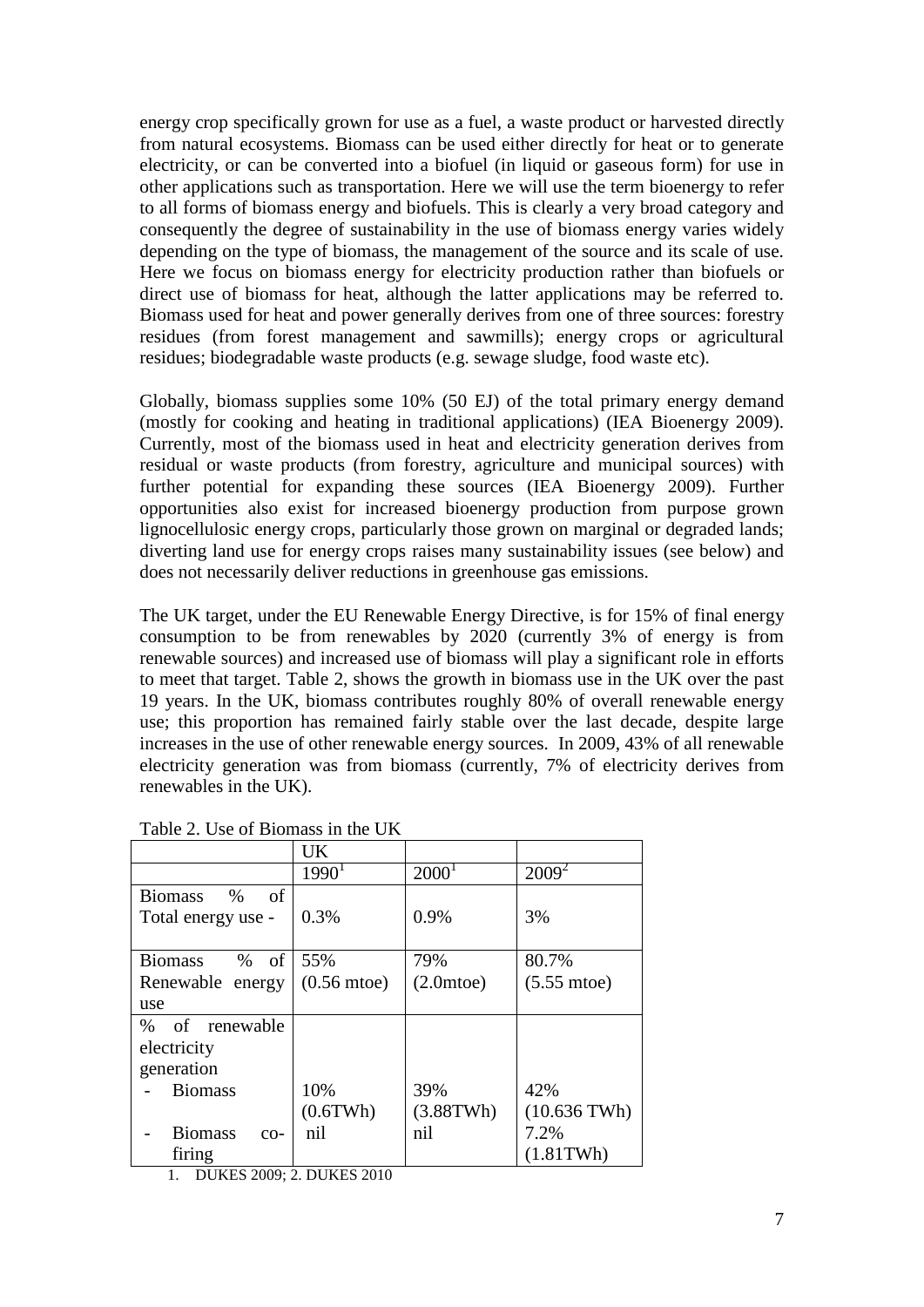energy crop specifically grown for use as a fuel, a waste product or harvested directly from natural ecosystems. Biomass can be used either directly for heat or to generate electricity, or can be converted into a biofuel (in liquid or gaseous form) for use in other applications such as transportation. Here we will use the term bioenergy to refer to all forms of biomass energy and biofuels. This is clearly a very broad category and consequently the degree of sustainability in the use of biomass energy varies widely depending on the type of biomass, the management of the source and its scale of use. Here we focus on biomass energy for electricity production rather than biofuels or direct use of biomass for heat, although the latter applications may be referred to. Biomass used for heat and power generally derives from one of three sources: forestry residues (from forest management and sawmills); energy crops or agricultural residues; biodegradable waste products (e.g. sewage sludge, food waste etc).

Globally, biomass supplies some 10% (50 EJ) of the total primary energy demand (mostly for cooking and heating in traditional applications) (IEA Bioenergy 2009). Currently, most of the biomass used in heat and electricity generation derives from residual or waste products (from forestry, agriculture and municipal sources) with further potential for expanding these sources (IEA Bioenergy 2009). Further opportunities also exist for increased bioenergy production from purpose grown lignocellulosic energy crops, particularly those grown on marginal or degraded lands; diverting land use for energy crops raises many sustainability issues (see below) and does not necessarily deliver reductions in greenhouse gas emissions.

The UK target, under the EU Renewable Energy Directive, is for 15% of final energy consumption to be from renewables by 2020 (currently 3% of energy is from renewable sources) and increased use of biomass will play a significant role in efforts to meet that target. Table 2, shows the growth in biomass use in the UK over the past 19 years. In the UK, biomass contributes roughly 80% of overall renewable energy use; this proportion has remained fairly stable over the last decade, despite large increases in the use of other renewable energy sources. In 2009, 43% of all renewable electricity generation was from biomass (currently, 7% of electricity derives from renewables in the UK).

Table 2. Use of Biomass in the UK

| | UK | | |
|---|---|---|---|
| | 1990[1] | 2000[1] | 2009[2] |
| Biomass % of Total energy use - | 0.3% | 0.9% | 3% |
| Biomass % of Renewable energy use | 55% (0.56 mtoe) | 79% (2.0mtoe) | 80.7% (5.55 mtoe) |
| % of renewable electricity generation | | | |
| - Biomass | 10% (0.6TWh) | 39% (3.88TWh) | 42% (10.636 TWh) |
| - Biomass co-firing | nil | nil | 7.2% (1.81TWh) |

1. DUKES 2009; 2. DUKES 2010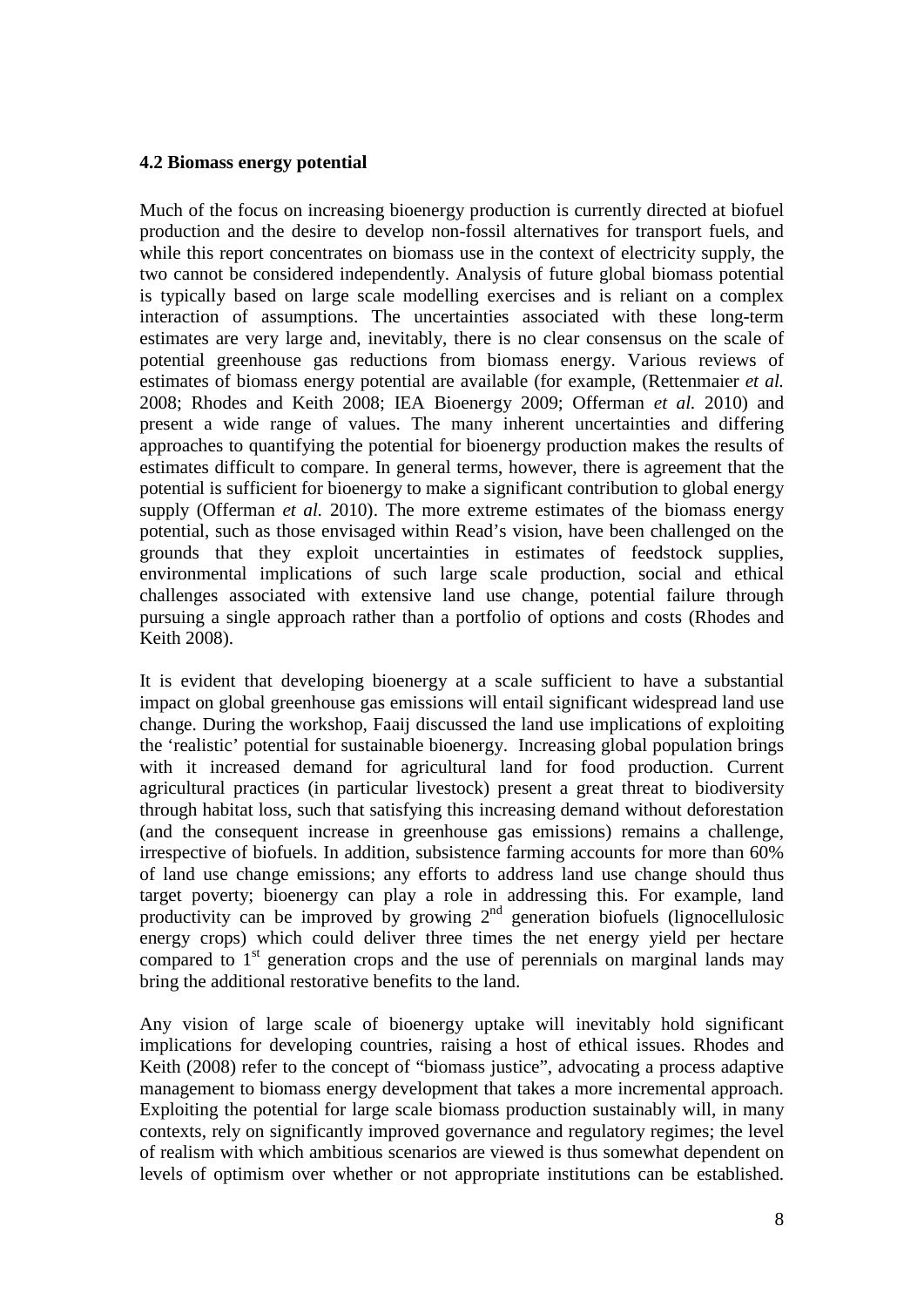### 4.2 Biomass energy potential

Much of the focus on increasing bioenergy production is currently directed at biofuel production and the desire to develop non-fossil alternatives for transport fuels, and while this report concentrates on biomass use in the context of electricity supply, the two cannot be considered independently. Analysis of future global biomass potential is typically based on large scale modelling exercises and is reliant on a complex interaction of assumptions. The uncertainties associated with these long-term estimates are very large and, inevitably, there is no clear consensus on the scale of potential greenhouse gas reductions from biomass energy. Various reviews of estimates of biomass energy potential are available (for example, (Rettenmaier *et al.* 2008; Rhodes and Keith 2008; IEA Bioenergy 2009; Offerman *et al.* 2010) and present a wide range of values. The many inherent uncertainties and differing approaches to quantifying the potential for bioenergy production makes the results of estimates difficult to compare. In general terms, however, there is agreement that the potential is sufficient for bioenergy to make a significant contribution to global energy supply (Offerman *et al.* 2010). The more extreme estimates of the biomass energy potential, such as those envisaged within Read's vision, have been challenged on the grounds that they exploit uncertainties in estimates of feedstock supplies, environmental implications of such large scale production, social and ethical challenges associated with extensive land use change, potential failure through pursuing a single approach rather than a portfolio of options and costs (Rhodes and Keith 2008).

It is evident that developing bioenergy at a scale sufficient to have a substantial impact on global greenhouse gas emissions will entail significant widespread land use change. During the workshop, Faaij discussed the land use implications of exploiting the 'realistic' potential for sustainable bioenergy. Increasing global population brings with it increased demand for agricultural land for food production. Current agricultural practices (in particular livestock) present a great threat to biodiversity through habitat loss, such that satisfying this increasing demand without deforestation (and the consequent increase in greenhouse gas emissions) remains a challenge, irrespective of biofuels. In addition, subsistence farming accounts for more than 60% of land use change emissions; any efforts to address land use change should thus target poverty; bioenergy can play a role in addressing this. For example, land productivity can be improved by growing 2$^{nd}$ generation biofuels (lignocellulosic energy crops) which could deliver three times the net energy yield per hectare compared to 1$^{st}$ generation crops and the use of perennials on marginal lands may bring the additional restorative benefits to the land.

Any vision of large scale of bioenergy uptake will inevitably hold significant implications for developing countries, raising a host of ethical issues. Rhodes and Keith (2008) refer to the concept of "biomass justice", advocating a process adaptive management to biomass energy development that takes a more incremental approach. Exploiting the potential for large scale biomass production sustainably will, in many contexts, rely on significantly improved governance and regulatory regimes; the level of realism with which ambitious scenarios are viewed is thus somewhat dependent on levels of optimism over whether or not appropriate institutions can be established.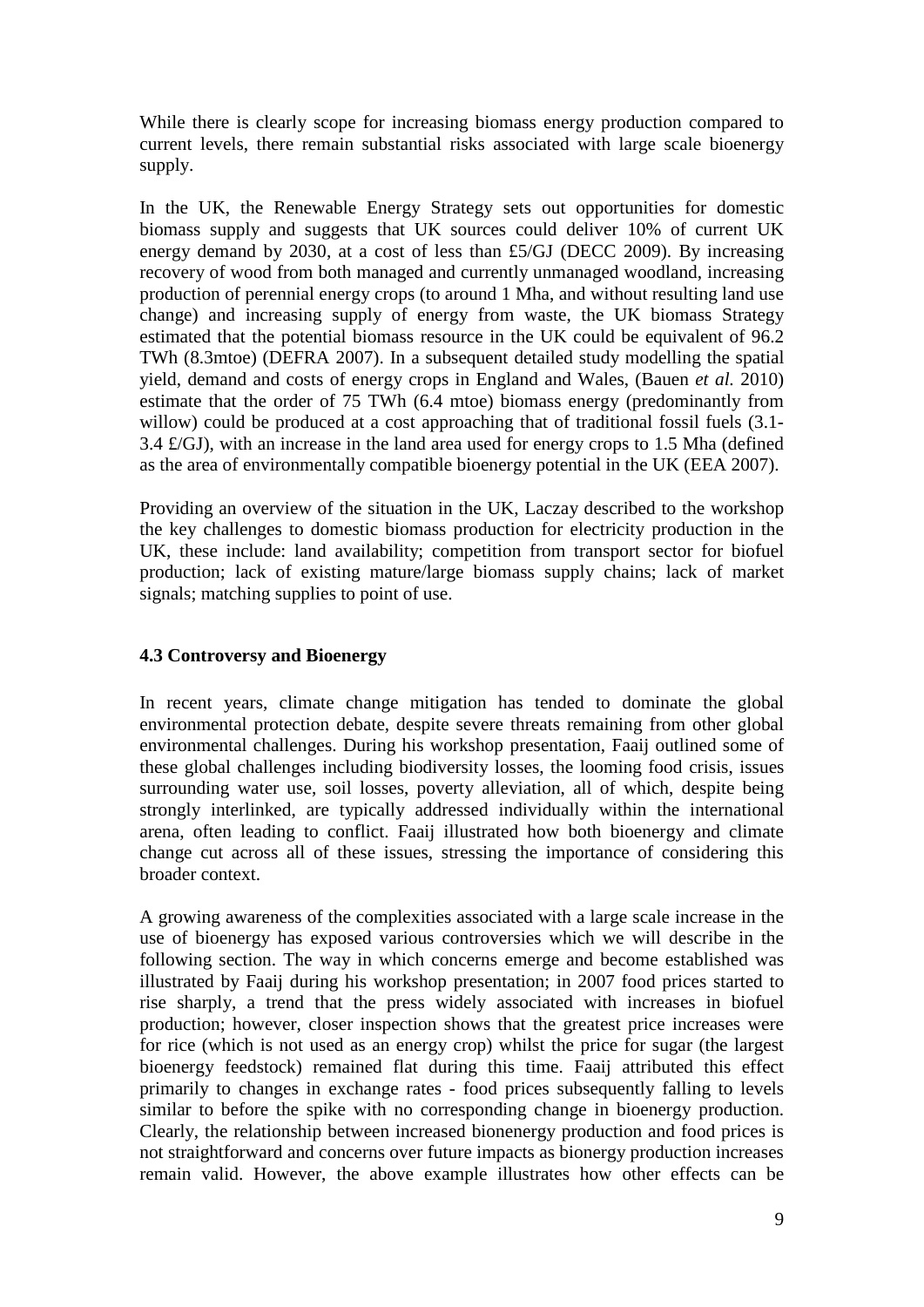While there is clearly scope for increasing biomass energy production compared to current levels, there remain substantial risks associated with large scale bioenergy supply.

In the UK, the Renewable Energy Strategy sets out opportunities for domestic biomass supply and suggests that UK sources could deliver 10% of current UK energy demand by 2030, at a cost of less than £5/GJ (DECC 2009). By increasing recovery of wood from both managed and currently unmanaged woodland, increasing production of perennial energy crops (to around 1 Mha, and without resulting land use change) and increasing supply of energy from waste, the UK biomass Strategy estimated that the potential biomass resource in the UK could be equivalent of 96.2 TWh (8.3mtoe) (DEFRA 2007). In a subsequent detailed study modelling the spatial yield, demand and costs of energy crops in England and Wales, (Bauen *et al.* 2010) estimate that the order of 75 TWh (6.4 mtoe) biomass energy (predominantly from willow) could be produced at a cost approaching that of traditional fossil fuels (3.1-3.4 £/GJ), with an increase in the land area used for energy crops to 1.5 Mha (defined as the area of environmentally compatible bioenergy potential in the UK (EEA 2007).

Providing an overview of the situation in the UK, Laczay described to the workshop the key challenges to domestic biomass production for electricity production in the UK, these include: land availability; competition from transport sector for biofuel production; lack of existing mature/large biomass supply chains; lack of market signals; matching supplies to point of use.

### 4.3 Controversy and Bioenergy

In recent years, climate change mitigation has tended to dominate the global environmental protection debate, despite severe threats remaining from other global environmental challenges. During his workshop presentation, Faaij outlined some of these global challenges including biodiversity losses, the looming food crisis, issues surrounding water use, soil losses, poverty alleviation, all of which, despite being strongly interlinked, are typically addressed individually within the international arena, often leading to conflict. Faaij illustrated how both bioenergy and climate change cut across all of these issues, stressing the importance of considering this broader context.

A growing awareness of the complexities associated with a large scale increase in the use of bioenergy has exposed various controversies which we will describe in the following section. The way in which concerns emerge and become established was illustrated by Faaij during his workshop presentation; in 2007 food prices started to rise sharply, a trend that the press widely associated with increases in biofuel production; however, closer inspection shows that the greatest price increases were for rice (which is not used as an energy crop) whilst the price for sugar (the largest bioenergy feedstock) remained flat during this time. Faaij attributed this effect primarily to changes in exchange rates - food prices subsequently falling to levels similar to before the spike with no corresponding change in bioenergy production. Clearly, the relationship between increased bionenergy production and food prices is not straightforward and concerns over future impacts as bionergy production increases remain valid. However, the above example illustrates how other effects can be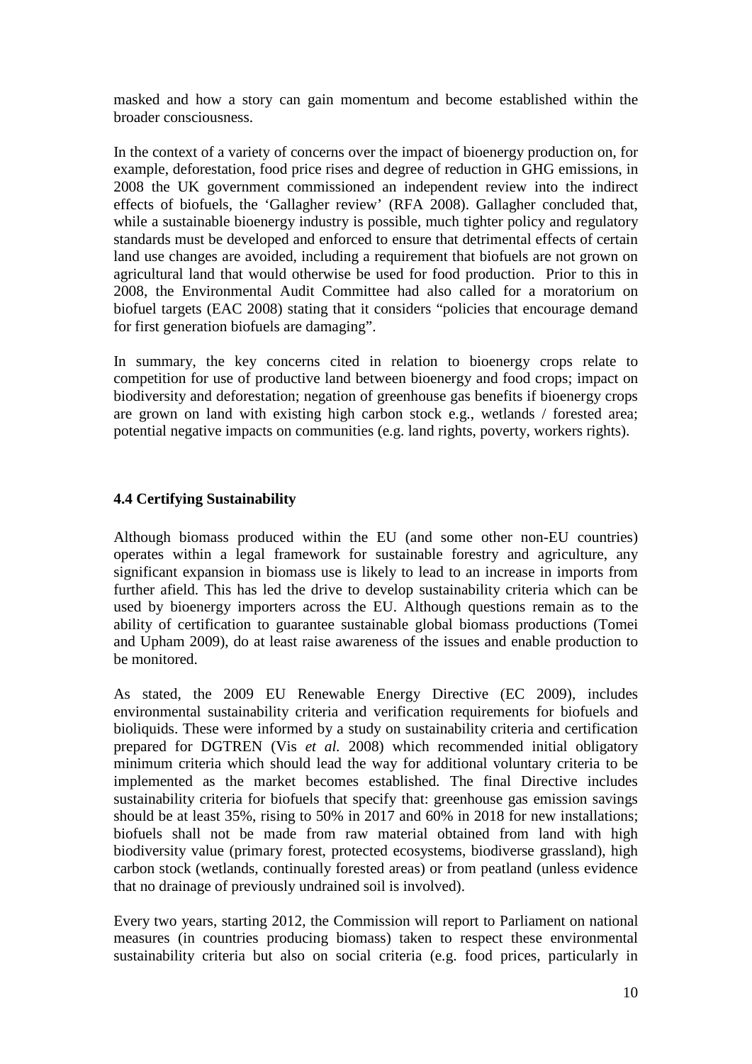masked and how a story can gain momentum and become established within the broader consciousness.

In the context of a variety of concerns over the impact of bioenergy production on, for example, deforestation, food price rises and degree of reduction in GHG emissions, in 2008 the UK government commissioned an independent review into the indirect effects of biofuels, the 'Gallagher review' (RFA 2008). Gallagher concluded that, while a sustainable bioenergy industry is possible, much tighter policy and regulatory standards must be developed and enforced to ensure that detrimental effects of certain land use changes are avoided, including a requirement that biofuels are not grown on agricultural land that would otherwise be used for food production. Prior to this in 2008, the Environmental Audit Committee had also called for a moratorium on biofuel targets (EAC 2008) stating that it considers "policies that encourage demand for first generation biofuels are damaging".

In summary, the key concerns cited in relation to bioenergy crops relate to competition for use of productive land between bioenergy and food crops; impact on biodiversity and deforestation; negation of greenhouse gas benefits if bioenergy crops are grown on land with existing high carbon stock e.g., wetlands / forested area; potential negative impacts on communities (e.g. land rights, poverty, workers rights).

### 4.4 Certifying Sustainability

Although biomass produced within the EU (and some other non-EU countries) operates within a legal framework for sustainable forestry and agriculture, any significant expansion in biomass use is likely to lead to an increase in imports from further afield. This has led the drive to develop sustainability criteria which can be used by bioenergy importers across the EU. Although questions remain as to the ability of certification to guarantee sustainable global biomass productions (Tomei and Upham 2009), do at least raise awareness of the issues and enable production to be monitored.

As stated, the 2009 EU Renewable Energy Directive (EC 2009), includes environmental sustainability criteria and verification requirements for biofuels and bioliquids. These were informed by a study on sustainability criteria and certification prepared for DGTREN (Vis *et al.* 2008) which recommended initial obligatory minimum criteria which should lead the way for additional voluntary criteria to be implemented as the market becomes established. The final Directive includes sustainability criteria for biofuels that specify that: greenhouse gas emission savings should be at least 35%, rising to 50% in 2017 and 60% in 2018 for new installations; biofuels shall not be made from raw material obtained from land with high biodiversity value (primary forest, protected ecosystems, biodiverse grassland), high carbon stock (wetlands, continually forested areas) or from peatland (unless evidence that no drainage of previously undrained soil is involved).

Every two years, starting 2012, the Commission will report to Parliament on national measures (in countries producing biomass) taken to respect these environmental sustainability criteria but also on social criteria (e.g. food prices, particularly in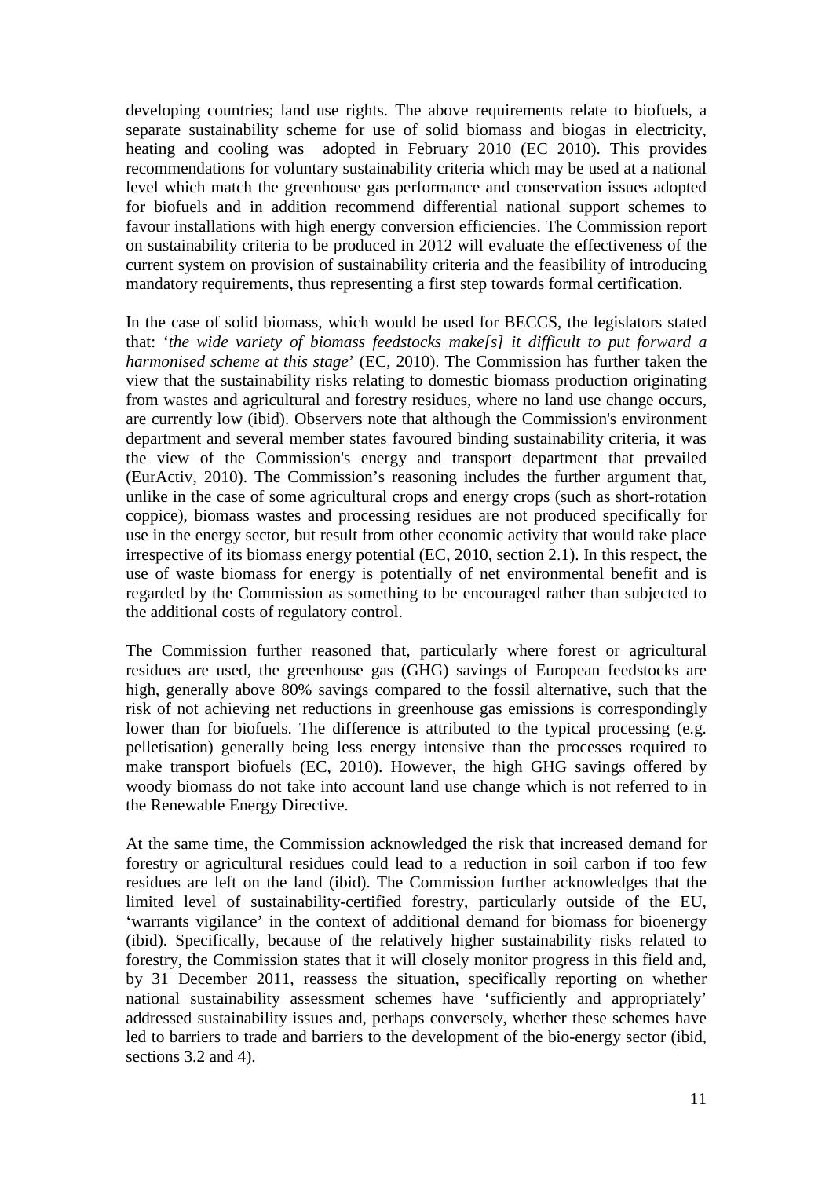developing countries; land use rights. The above requirements relate to biofuels, a separate sustainability scheme for use of solid biomass and biogas in electricity, heating and cooling was adopted in February 2010 (EC 2010). This provides recommendations for voluntary sustainability criteria which may be used at a national level which match the greenhouse gas performance and conservation issues adopted for biofuels and in addition recommend differential national support schemes to favour installations with high energy conversion efficiencies. The Commission report on sustainability criteria to be produced in 2012 will evaluate the effectiveness of the current system on provision of sustainability criteria and the feasibility of introducing mandatory requirements, thus representing a first step towards formal certification.

In the case of solid biomass, which would be used for BECCS, the legislators stated that: '*the wide variety of biomass feedstocks make[s] it difficult to put forward a harmonised scheme at this stage*' (EC, 2010). The Commission has further taken the view that the sustainability risks relating to domestic biomass production originating from wastes and agricultural and forestry residues, where no land use change occurs, are currently low (ibid). Observers note that although the Commission's environment department and several member states favoured binding sustainability criteria, it was the view of the Commission's energy and transport department that prevailed (EurActiv, 2010). The Commission's reasoning includes the further argument that, unlike in the case of some agricultural crops and energy crops (such as short-rotation coppice), biomass wastes and processing residues are not produced specifically for use in the energy sector, but result from other economic activity that would take place irrespective of its biomass energy potential (EC, 2010, section 2.1). In this respect, the use of waste biomass for energy is potentially of net environmental benefit and is regarded by the Commission as something to be encouraged rather than subjected to the additional costs of regulatory control.

The Commission further reasoned that, particularly where forest or agricultural residues are used, the greenhouse gas (GHG) savings of European feedstocks are high, generally above 80% savings compared to the fossil alternative, such that the risk of not achieving net reductions in greenhouse gas emissions is correspondingly lower than for biofuels. The difference is attributed to the typical processing (e.g. pelletisation) generally being less energy intensive than the processes required to make transport biofuels (EC, 2010). However, the high GHG savings offered by woody biomass do not take into account land use change which is not referred to in the Renewable Energy Directive.

At the same time, the Commission acknowledged the risk that increased demand for forestry or agricultural residues could lead to a reduction in soil carbon if too few residues are left on the land (ibid). The Commission further acknowledges that the limited level of sustainability-certified forestry, particularly outside of the EU, 'warrants vigilance' in the context of additional demand for biomass for bioenergy (ibid). Specifically, because of the relatively higher sustainability risks related to forestry, the Commission states that it will closely monitor progress in this field and, by 31 December 2011, reassess the situation, specifically reporting on whether national sustainability assessment schemes have 'sufficiently and appropriately' addressed sustainability issues and, perhaps conversely, whether these schemes have led to barriers to trade and barriers to the development of the bio-energy sector (ibid, sections 3.2 and 4).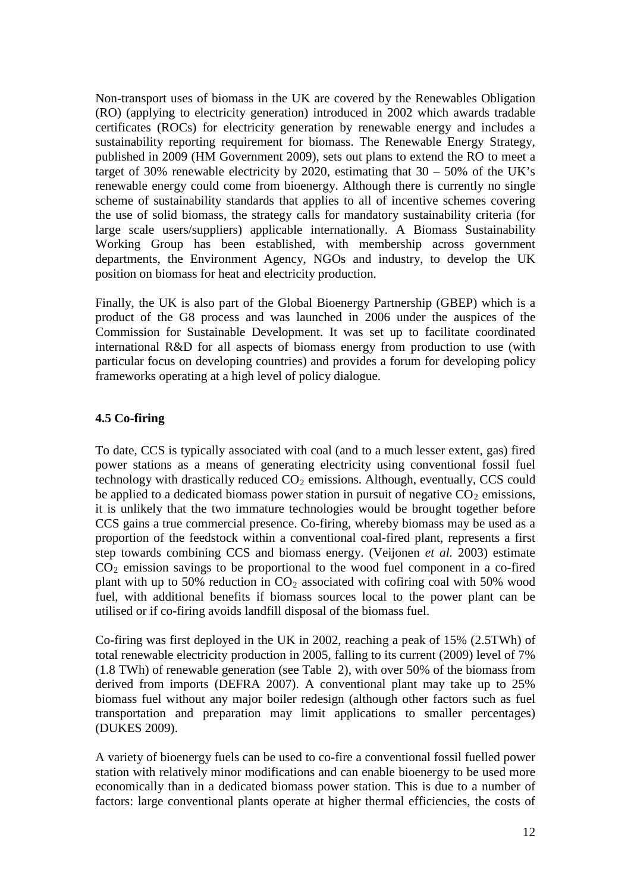Non-transport uses of biomass in the UK are covered by the Renewables Obligation (RO) (applying to electricity generation) introduced in 2002 which awards tradable certificates (ROCs) for electricity generation by renewable energy and includes a sustainability reporting requirement for biomass. The Renewable Energy Strategy, published in 2009 (HM Government 2009), sets out plans to extend the RO to meet a target of 30% renewable electricity by 2020, estimating that 30 – 50% of the UK's renewable energy could come from bioenergy. Although there is currently no single scheme of sustainability standards that applies to all of incentive schemes covering the use of solid biomass, the strategy calls for mandatory sustainability criteria (for large scale users/suppliers) applicable internationally. A Biomass Sustainability Working Group has been established, with membership across government departments, the Environment Agency, NGOs and industry, to develop the UK position on biomass for heat and electricity production.

Finally, the UK is also part of the Global Bioenergy Partnership (GBEP) which is a product of the G8 process and was launched in 2006 under the auspices of the Commission for Sustainable Development. It was set up to facilitate coordinated international R&D for all aspects of biomass energy from production to use (with particular focus on developing countries) and provides a forum for developing policy frameworks operating at a high level of policy dialogue.

### 4.5 Co-firing

To date, CCS is typically associated with coal (and to a much lesser extent, gas) fired power stations as a means of generating electricity using conventional fossil fuel technology with drastically reduced $CO_2$ emissions. Although, eventually, CCS could be applied to a dedicated biomass power station in pursuit of negative $CO_2$ emissions, it is unlikely that the two immature technologies would be brought together before CCS gains a true commercial presence. Co-firing, whereby biomass may be used as a proportion of the feedstock within a conventional coal-fired plant, represents a first step towards combining CCS and biomass energy. (Veijonen *et al.* 2003) estimate $CO_2$ emission savings to be proportional to the wood fuel component in a co-fired plant with up to 50% reduction in $CO_2$ associated with cofiring coal with 50% wood fuel, with additional benefits if biomass sources local to the power plant can be utilised or if co-firing avoids landfill disposal of the biomass fuel.

Co-firing was first deployed in the UK in 2002, reaching a peak of 15% (2.5TWh) of total renewable electricity production in 2005, falling to its current (2009) level of 7% (1.8 TWh) of renewable generation (see Table 2), with over 50% of the biomass from derived from imports (DEFRA 2007). A conventional plant may take up to 25% biomass fuel without any major boiler redesign (although other factors such as fuel transportation and preparation may limit applications to smaller percentages) (DUKES 2009).

A variety of bioenergy fuels can be used to co-fire a conventional fossil fuelled power station with relatively minor modifications and can enable bioenergy to be used more economically than in a dedicated biomass power station. This is due to a number of factors: large conventional plants operate at higher thermal efficiencies, the costs of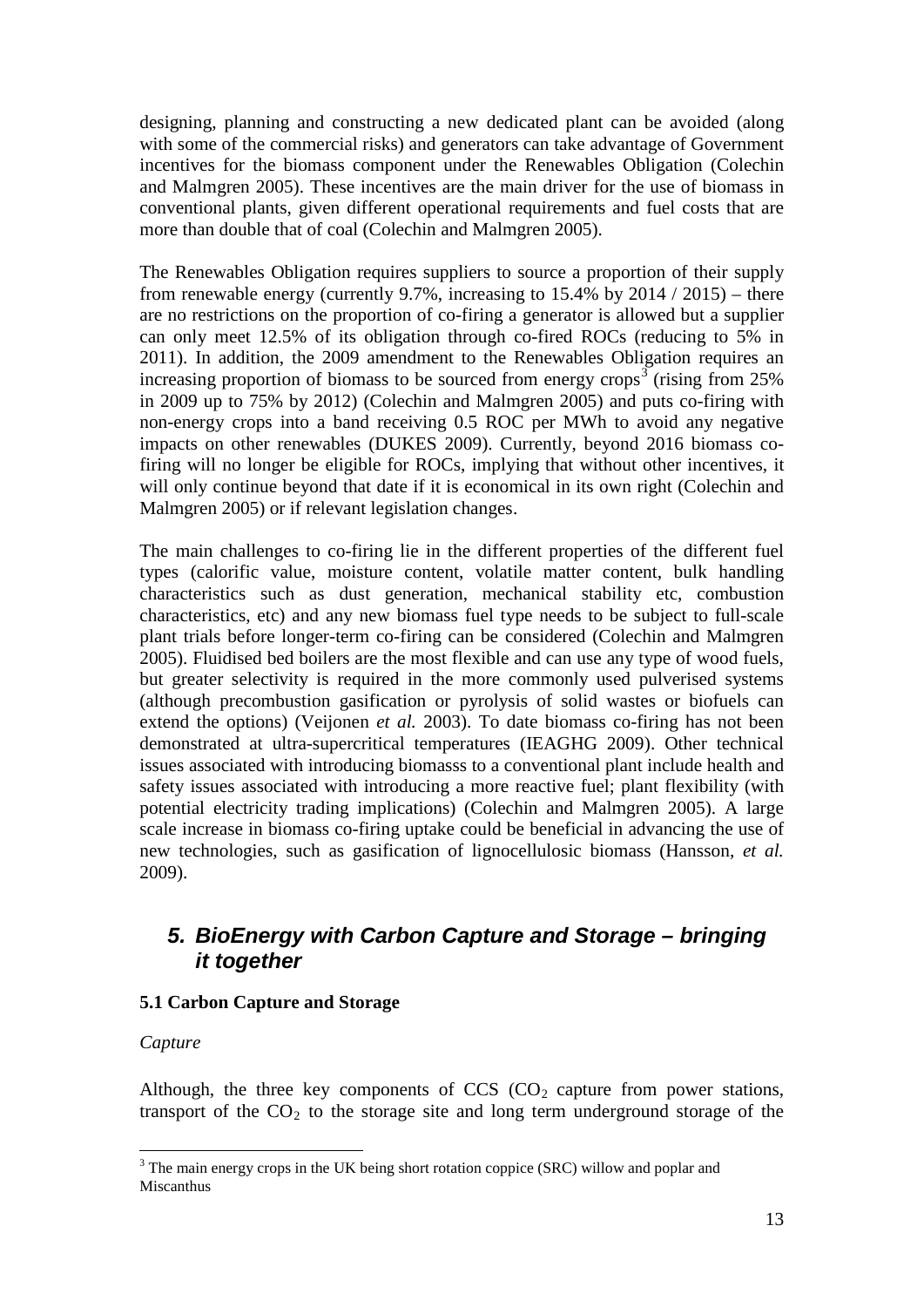designing, planning and constructing a new dedicated plant can be avoided (along with some of the commercial risks) and generators can take advantage of Government incentives for the biomass component under the Renewables Obligation (Colechin and Malmgren 2005). These incentives are the main driver for the use of biomass in conventional plants, given different operational requirements and fuel costs that are more than double that of coal (Colechin and Malmgren 2005).

The Renewables Obligation requires suppliers to source a proportion of their supply from renewable energy (currently 9.7%, increasing to 15.4% by 2014 / 2015) – there are no restrictions on the proportion of co-firing a generator is allowed but a supplier can only meet 12.5% of its obligation through co-fired ROCs (reducing to 5% in 2011). In addition, the 2009 amendment to the Renewables Obligation requires an increasing proportion of biomass to be sourced from energy crops[3] (rising from 25% in 2009 up to 75% by 2012) (Colechin and Malmgren 2005) and puts co-firing with non-energy crops into a band receiving 0.5 ROC per MWh to avoid any negative impacts on other renewables (DUKES 2009). Currently, beyond 2016 biomass co-firing will no longer be eligible for ROCs, implying that without other incentives, it will only continue beyond that date if it is economical in its own right (Colechin and Malmgren 2005) or if relevant legislation changes.

The main challenges to co-firing lie in the different properties of the different fuel types (calorific value, moisture content, volatile matter content, bulk handling characteristics such as dust generation, mechanical stability etc, combustion characteristics, etc) and any new biomass fuel type needs to be subject to full-scale plant trials before longer-term co-firing can be considered (Colechin and Malmgren 2005). Fluidised bed boilers are the most flexible and can use any type of wood fuels, but greater selectivity is required in the more commonly used pulverised systems (although precombustion gasification or pyrolysis of solid wastes or biofuels can extend the options) (Veijonen *et al.* 2003). To date biomass co-firing has not been demonstrated at ultra-supercritical temperatures (IEAGHG 2009). Other technical issues associated with introducing biomasss to a conventional plant include health and safety issues associated with introducing a more reactive fuel; plant flexibility (with potential electricity trading implications) (Colechin and Malmgren 2005). A large scale increase in biomass co-firing uptake could be beneficial in advancing the use of new technologies, such as gasification of lignocellulosic biomass (Hansson, *et al.* 2009).

## *5. BioEnergy with Carbon Capture and Storage – bringing it together*

### 5.1 Carbon Capture and Storage

*Capture*

Although, the three key components of CCS ($CO_2$ capture from power stations, transport of the $CO_2$ to the storage site and long term underground storage of the

[3] The main energy crops in the UK being short rotation coppice (SRC) willow and poplar and Miscanthus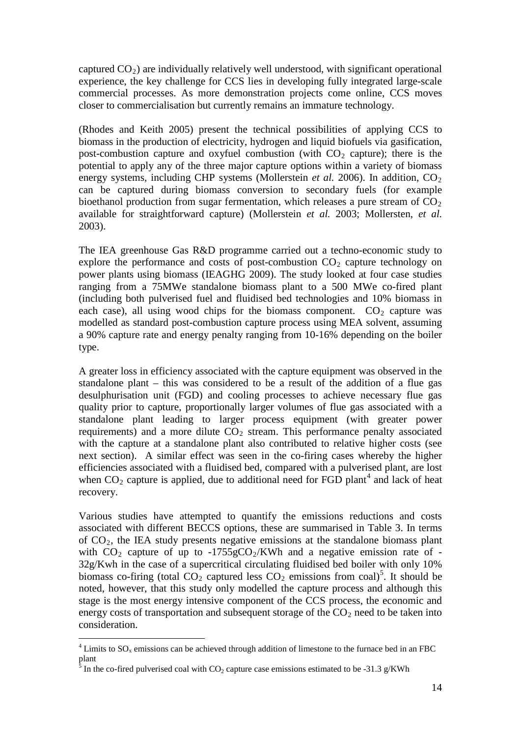captured $CO_2$) are individually relatively well understood, with significant operational experience, the key challenge for CCS lies in developing fully integrated large-scale commercial processes. As more demonstration projects come online, CCS moves closer to commercialisation but currently remains an immature technology.

(Rhodes and Keith 2005) present the technical possibilities of applying CCS to biomass in the production of electricity, hydrogen and liquid biofuels via gasification, post-combustion capture and oxyfuel combustion (with $CO_2$ capture); there is the potential to apply any of the three major capture options within a variety of biomass energy systems, including CHP systems (Mollerstein *et al.* 2006). In addition, $CO_2$ can be captured during biomass conversion to secondary fuels (for example bioethanol production from sugar fermentation, which releases a pure stream of $CO_2$ available for straightforward capture) (Mollerstein *et al.* 2003; Mollersten, *et al.* 2003).

The IEA greenhouse Gas R&D programme carried out a techno-economic study to explore the performance and costs of post-combustion $CO_2$ capture technology on power plants using biomass (IEAGHG 2009). The study looked at four case studies ranging from a 75MWe standalone biomass plant to a 500 MWe co-fired plant (including both pulverised fuel and fluidised bed technologies and 10% biomass in each case), all using wood chips for the biomass component. $CO_2$ capture was modelled as standard post-combustion capture process using MEA solvent, assuming a 90% capture rate and energy penalty ranging from 10-16% depending on the boiler type.

A greater loss in efficiency associated with the capture equipment was observed in the standalone plant – this was considered to be a result of the addition of a flue gas desulphurisation unit (FGD) and cooling processes to achieve necessary flue gas quality prior to capture, proportionally larger volumes of flue gas associated with a standalone plant leading to larger process equipment (with greater power requirements) and a more dilute $CO_2$ stream. This performance penalty associated with the capture at a standalone plant also contributed to relative higher costs (see next section). A similar effect was seen in the co-firing cases whereby the higher efficiencies associated with a fluidised bed, compared with a pulverised plant, are lost when $CO_2$ capture is applied, due to additional need for FGD plant[4] and lack of heat recovery.

Various studies have attempted to quantify the emissions reductions and costs associated with different BECCS options, these are summarised in Table 3. In terms of $CO_2$, the IEA study presents negative emissions at the standalone biomass plant with $CO_2$ capture of up to -1755g$CO_2$/KWh and a negative emission rate of -32g/Kwh in the case of a supercritical circulating fluidised bed boiler with only 10% biomass co-firing (total $CO_2$ captured less $CO_2$ emissions from coal)[5]. It should be noted, however, that this study only modelled the capture process and although this stage is the most energy intensive component of the CCS process, the economic and energy costs of transportation and subsequent storage of the $CO_2$ need to be taken into consideration.

[4] Limits to $SO_x$ emissions can be achieved through addition of limestone to the furnace bed in an FBC plant

[5] In the co-fired pulverised coal with $CO_2$ capture case emissions estimated to be -31.3 g/KWh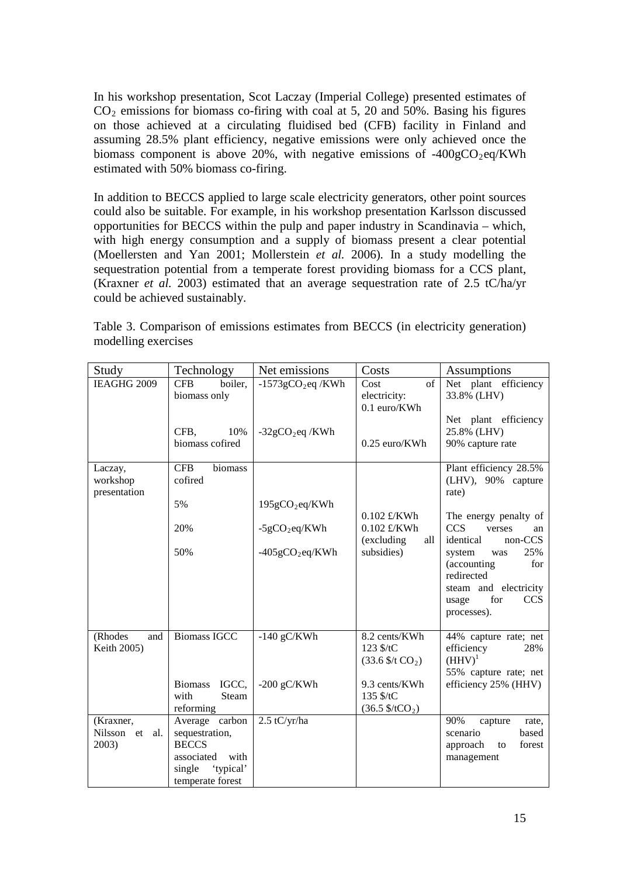In his workshop presentation, Scot Laczay (Imperial College) presented estimates of $CO_2$ emissions for biomass co-firing with coal at 5, 20 and 50%. Basing his figures on those achieved at a circulating fluidised bed (CFB) facility in Finland and assuming 28.5% plant efficiency, negative emissions were only achieved once the biomass component is above 20%, with negative emissions of -400g$CO_2$eq/KWh estimated with 50% biomass co-firing.

In addition to BECCS applied to large scale electricity generators, other point sources could also be suitable. For example, in his workshop presentation Karlsson discussed opportunities for BECCS within the pulp and paper industry in Scandinavia – which, with high energy consumption and a supply of biomass present a clear potential (Moellersten and Yan 2001; Mollerstein *et al.* 2006). In a study modelling the sequestration potential from a temperate forest providing biomass for a CCS plant, (Kraxner *et al.* 2003) estimated that an average sequestration rate of 2.5 tC/ha/yr could be achieved sustainably.

Table 3. Comparison of emissions estimates from BECCS (in electricity generation) modelling exercises

| Study | Technology | Net emissions | Costs | Assumptions |
|---|---|---|---|---|
| IEAGHG 2009 | CFB boiler, biomass only | -1573g$CO_2$eq /KWh | Cost of electricity: 0.1 euro/KWh | Net plant efficiency 33.8% (LHV) |
| | CFB, 10% biomass cofired | -32g$CO_2$eq /KWh | 0.25 euro/KWh | Net plant efficiency 25.8% (LHV) 90% capture rate |
| Laczay, workshop presentation | CFB biomass cofired | | | Plant efficiency 28.5% (LHV), 90% capture rate) |
| | 5% | 195g$CO_2$eq/KWh | 0.102 £/KWh | The energy penalty of CCS verses an identical non-CCS system was 25% (accounting for redirected steam and electricity usage for CCS processes). |
| | 20% | -5g$CO_2$eq/KWh | 0.102 £/KWh (excluding all subsidies) | |
| | 50% | -405g$CO_2$eq/KWh | | |
| (Rhodes and Keith 2005) | Biomass IGCC | -140 gC/KWh | 8.2 cents/KWh 123 \$/tC (33.6 \$/t $CO_2$) | 44% capture rate; net efficiency 28% (HHV)[1] |
| | Biomass IGCC, with Steam reforming | -200 gC/KWh | 9.3 cents/KWh 135 \$/tC (36.5 \$/t$CO_2$) | 55% capture rate; net efficiency 25% (HHV) |
| (Kraxner, Nilsson et al. 2003) | Average carbon sequestration, BECCS associated with single 'typical' temperate forest | 2.5 tC/yr/ha | | 90% capture rate, scenario based approach to forest management |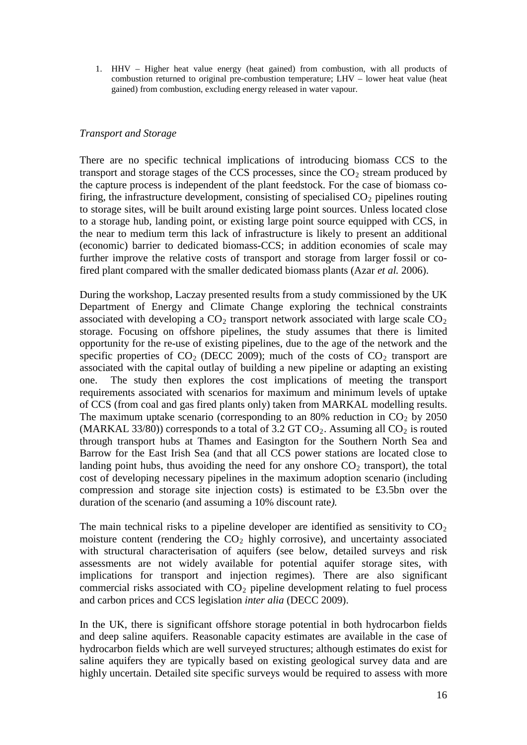1. HHV – Higher heat value energy (heat gained) from combustion, with all products of combustion returned to original pre-combustion temperature; LHV – lower heat value (heat gained) from combustion, excluding energy released in water vapour.

*Transport and Storage*

There are no specific technical implications of introducing biomass CCS to the transport and storage stages of the CCS processes, since the $CO_2$ stream produced by the capture process is independent of the plant feedstock. For the case of biomass co-firing, the infrastructure development, consisting of specialised $CO_2$ pipelines routing to storage sites, will be built around existing large point sources. Unless located close to a storage hub, landing point, or existing large point source equipped with CCS, in the near to medium term this lack of infrastructure is likely to present an additional (economic) barrier to dedicated biomass-CCS; in addition economies of scale may further improve the relative costs of transport and storage from larger fossil or co-fired plant compared with the smaller dedicated biomass plants (Azar *et al.* 2006).

During the workshop, Laczay presented results from a study commissioned by the UK Department of Energy and Climate Change exploring the technical constraints associated with developing a $CO_2$ transport network associated with large scale $CO_2$ storage. Focusing on offshore pipelines, the study assumes that there is limited opportunity for the re-use of existing pipelines, due to the age of the network and the specific properties of $CO_2$ (DECC 2009); much of the costs of $CO_2$ transport are associated with the capital outlay of building a new pipeline or adapting an existing one. The study then explores the cost implications of meeting the transport requirements associated with scenarios for maximum and minimum levels of uptake of CCS (from coal and gas fired plants only) taken from MARKAL modelling results. The maximum uptake scenario (corresponding to an 80% reduction in $CO_2$ by 2050 (MARKAL 33/80)) corresponds to a total of 3.2 GT $CO_2$. Assuming all $CO_2$ is routed through transport hubs at Thames and Easington for the Southern North Sea and Barrow for the East Irish Sea (and that all CCS power stations are located close to landing point hubs, thus avoiding the need for any onshore $CO_2$ transport), the total cost of developing necessary pipelines in the maximum adoption scenario (including compression and storage site injection costs) is estimated to be £3.5bn over the duration of the scenario (and assuming a 10% discount rate*).*

The main technical risks to a pipeline developer are identified as sensitivity to $CO_2$ moisture content (rendering the $CO_2$ highly corrosive), and uncertainty associated with structural characterisation of aquifers (see below, detailed surveys and risk assessments are not widely available for potential aquifer storage sites, with implications for transport and injection regimes). There are also significant commercial risks associated with $CO_2$ pipeline development relating to fuel process and carbon prices and CCS legislation *inter alia* (DECC 2009).

In the UK, there is significant offshore storage potential in both hydrocarbon fields and deep saline aquifers. Reasonable capacity estimates are available in the case of hydrocarbon fields which are well surveyed structures; although estimates do exist for saline aquifers they are typically based on existing geological survey data and are highly uncertain. Detailed site specific surveys would be required to assess with more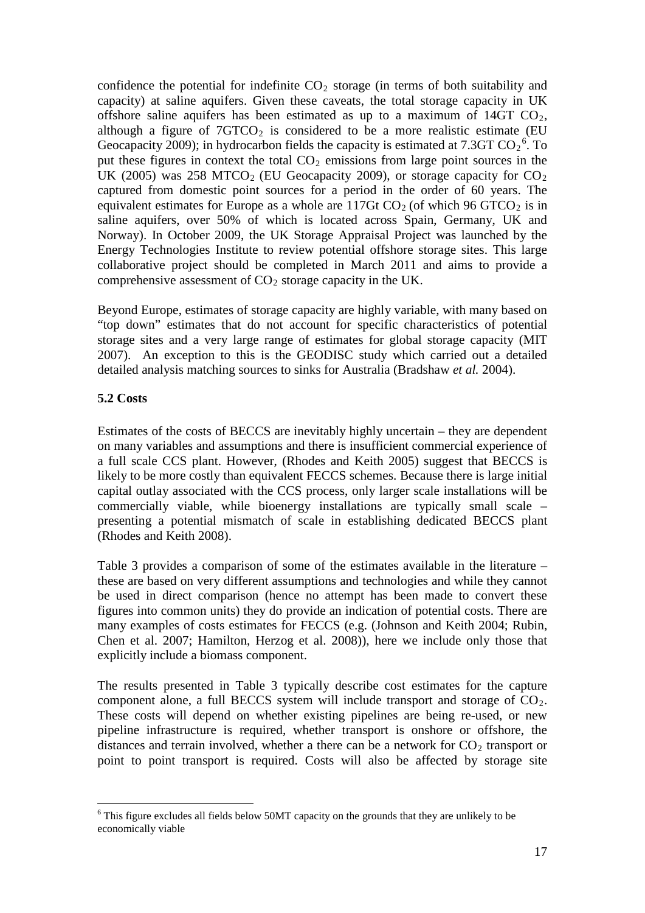confidence the potential for indefinite $CO_2$ storage (in terms of both suitability and capacity) at saline aquifers. Given these caveats, the total storage capacity in UK offshore saline aquifers has been estimated as up to a maximum of 14GT $CO_2$, although a figure of 7GT$CO_2$ is considered to be a more realistic estimate (EU Geocapacity 2009); in hydrocarbon fields the capacity is estimated at 7.3GT $CO_2$[6]. To put these figures in context the total $CO_2$ emissions from large point sources in the UK (2005) was 258 MT$CO_2$ (EU Geocapacity 2009), or storage capacity for $CO_2$ captured from domestic point sources for a period in the order of 60 years. The equivalent estimates for Europe as a whole are 117Gt $CO_2$ (of which 96 GT$CO_2$ is in saline aquifers, over 50% of which is located across Spain, Germany, UK and Norway). In October 2009, the UK Storage Appraisal Project was launched by the Energy Technologies Institute to review potential offshore storage sites. This large collaborative project should be completed in March 2011 and aims to provide a comprehensive assessment of $CO_2$ storage capacity in the UK.

Beyond Europe, estimates of storage capacity are highly variable, with many based on "top down" estimates that do not account for specific characteristics of potential storage sites and a very large range of estimates for global storage capacity (MIT 2007). An exception to this is the GEODISC study which carried out a detailed detailed analysis matching sources to sinks for Australia (Bradshaw *et al.* 2004).

### 5.2 Costs

Estimates of the costs of BECCS are inevitably highly uncertain – they are dependent on many variables and assumptions and there is insufficient commercial experience of a full scale CCS plant. However, (Rhodes and Keith 2005) suggest that BECCS is likely to be more costly than equivalent FECCS schemes. Because there is large initial capital outlay associated with the CCS process, only larger scale installations will be commercially viable, while bioenergy installations are typically small scale – presenting a potential mismatch of scale in establishing dedicated BECCS plant (Rhodes and Keith 2008).

Table 3 provides a comparison of some of the estimates available in the literature – these are based on very different assumptions and technologies and while they cannot be used in direct comparison (hence no attempt has been made to convert these figures into common units) they do provide an indication of potential costs. There are many examples of costs estimates for FECCS (e.g. (Johnson and Keith 2004; Rubin, Chen et al. 2007; Hamilton, Herzog et al. 2008)), here we include only those that explicitly include a biomass component.

The results presented in Table 3 typically describe cost estimates for the capture component alone, a full BECCS system will include transport and storage of $CO_2$. These costs will depend on whether existing pipelines are being re-used, or new pipeline infrastructure is required, whether transport is onshore or offshore, the distances and terrain involved, whether a there can be a network for $CO_2$ transport or point to point transport is required. Costs will also be affected by storage site

[6] This figure excludes all fields below 50MT capacity on the grounds that they are unlikely to be economically viable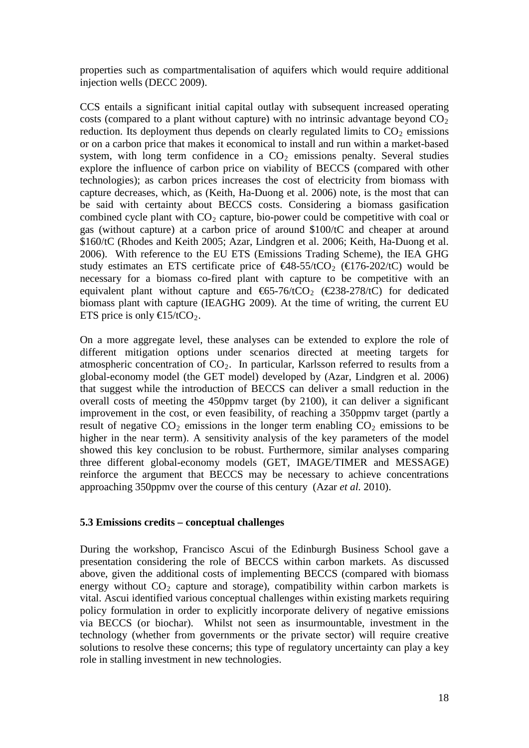properties such as compartmentalisation of aquifers which would require additional injection wells (DECC 2009).

CCS entails a significant initial capital outlay with subsequent increased operating costs (compared to a plant without capture) with no intrinsic advantage beyond $CO_2$ reduction. Its deployment thus depends on clearly regulated limits to $CO_2$ emissions or on a carbon price that makes it economical to install and run within a market-based system, with long term confidence in a $CO_2$ emissions penalty. Several studies explore the influence of carbon price on viability of BECCS (compared with other technologies); as carbon prices increases the cost of electricity from biomass with capture decreases, which, as (Keith, Ha-Duong et al. 2006) note, is the most that can be said with certainty about BECCS costs. Considering a biomass gasification combined cycle plant with $CO_2$ capture, bio-power could be competitive with coal or gas (without capture) at a carbon price of around \$100/tC and cheaper at around \$160/tC (Rhodes and Keith 2005; Azar, Lindgren et al. 2006; Keith, Ha-Duong et al. 2006). With reference to the EU ETS (Emissions Trading Scheme), the IEA GHG study estimates an ETS certificate price of €48-55/t$CO_2$ (€176-202/tC) would be necessary for a biomass co-fired plant with capture to be competitive with an equivalent plant without capture and €65-76/t$CO_2$ (€238-278/tC) for dedicated biomass plant with capture (IEAGHG 2009). At the time of writing, the current EU ETS price is only €15/t$CO_2$.

On a more aggregate level, these analyses can be extended to explore the role of different mitigation options under scenarios directed at meeting targets for atmospheric concentration of $CO_2$. In particular, Karlsson referred to results from a global-economy model (the GET model) developed by (Azar, Lindgren et al. 2006) that suggest while the introduction of BECCS can deliver a small reduction in the overall costs of meeting the 450ppmv target (by 2100), it can deliver a significant improvement in the cost, or even feasibility, of reaching a 350ppmv target (partly a result of negative $CO_2$ emissions in the longer term enabling $CO_2$ emissions to be higher in the near term). A sensitivity analysis of the key parameters of the model showed this key conclusion to be robust. Furthermore, similar analyses comparing three different global-economy models (GET, IMAGE/TIMER and MESSAGE) reinforce the argument that BECCS may be necessary to achieve concentrations approaching 350ppmv over the course of this century (Azar *et al.* 2010).

### 5.3 Emissions credits – conceptual challenges

During the workshop, Francisco Ascui of the Edinburgh Business School gave a presentation considering the role of BECCS within carbon markets. As discussed above, given the additional costs of implementing BECCS (compared with biomass energy without $CO_2$ capture and storage), compatibility within carbon markets is vital. Ascui identified various conceptual challenges within existing markets requiring policy formulation in order to explicitly incorporate delivery of negative emissions via BECCS (or biochar). Whilst not seen as insurmountable, investment in the technology (whether from governments or the private sector) will require creative solutions to resolve these concerns; this type of regulatory uncertainty can play a key role in stalling investment in new technologies.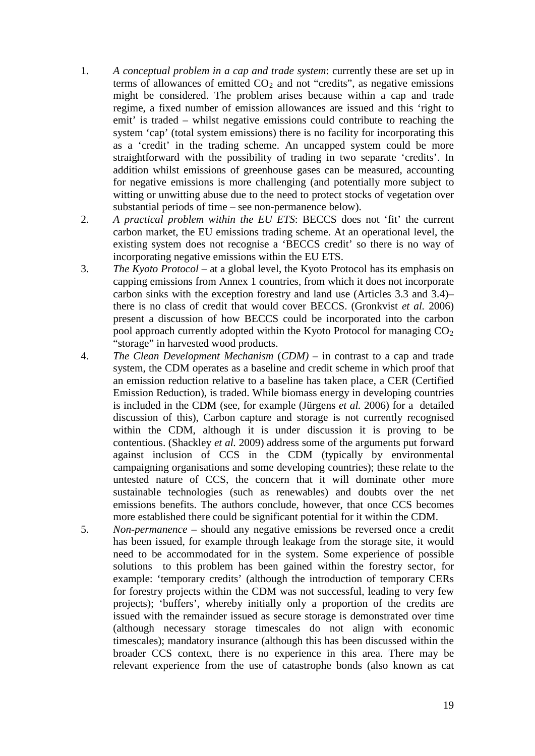1. *A conceptual problem in a cap and trade system*: currently these are set up in terms of allowances of emitted $CO_2$ and not "credits", as negative emissions might be considered. The problem arises because within a cap and trade regime, a fixed number of emission allowances are issued and this 'right to emit' is traded – whilst negative emissions could contribute to reaching the system 'cap' (total system emissions) there is no facility for incorporating this as a 'credit' in the trading scheme. An uncapped system could be more straightforward with the possibility of trading in two separate 'credits'. In addition whilst emissions of greenhouse gases can be measured, accounting for negative emissions is more challenging (and potentially more subject to witting or unwitting abuse due to the need to protect stocks of vegetation over substantial periods of time – see non-permanence below).
2. *A practical problem within the EU ETS*: BECCS does not 'fit' the current carbon market, the EU emissions trading scheme. At an operational level, the existing system does not recognise a 'BECCS credit' so there is no way of incorporating negative emissions within the EU ETS.
3. *The Kyoto Protocol* – at a global level, the Kyoto Protocol has its emphasis on capping emissions from Annex 1 countries, from which it does not incorporate carbon sinks with the exception forestry and land use (Articles 3.3 and 3.4)– there is no class of credit that would cover BECCS. (Gronkvist *et al.* 2006) present a discussion of how BECCS could be incorporated into the carbon pool approach currently adopted within the Kyoto Protocol for managing $CO_2$ "storage" in harvested wood products.
4. *The Clean Development Mechanism* (*CDM)* – in contrast to a cap and trade system, the CDM operates as a baseline and credit scheme in which proof that an emission reduction relative to a baseline has taken place, a CER (Certified Emission Reduction), is traded. While biomass energy in developing countries is included in the CDM (see, for example (Jürgens *et al.* 2006) for a detailed discussion of this), Carbon capture and storage is not currently recognised within the CDM, although it is under discussion it is proving to be contentious. (Shackley *et al.* 2009) address some of the arguments put forward against inclusion of CCS in the CDM (typically by environmental campaigning organisations and some developing countries); these relate to the untested nature of CCS, the concern that it will dominate other more sustainable technologies (such as renewables) and doubts over the net emissions benefits. The authors conclude, however, that once CCS becomes more established there could be significant potential for it within the CDM.
5. *Non-permanence* – should any negative emissions be reversed once a credit has been issued, for example through leakage from the storage site, it would need to be accommodated for in the system. Some experience of possible solutions to this problem has been gained within the forestry sector, for example: 'temporary credits' (although the introduction of temporary CERs for forestry projects within the CDM was not successful, leading to very few projects); 'buffers', whereby initially only a proportion of the credits are issued with the remainder issued as secure storage is demonstrated over time (although necessary storage timescales do not align with economic timescales); mandatory insurance (although this has been discussed within the broader CCS context, there is no experience in this area. There may be relevant experience from the use of catastrophe bonds (also known as cat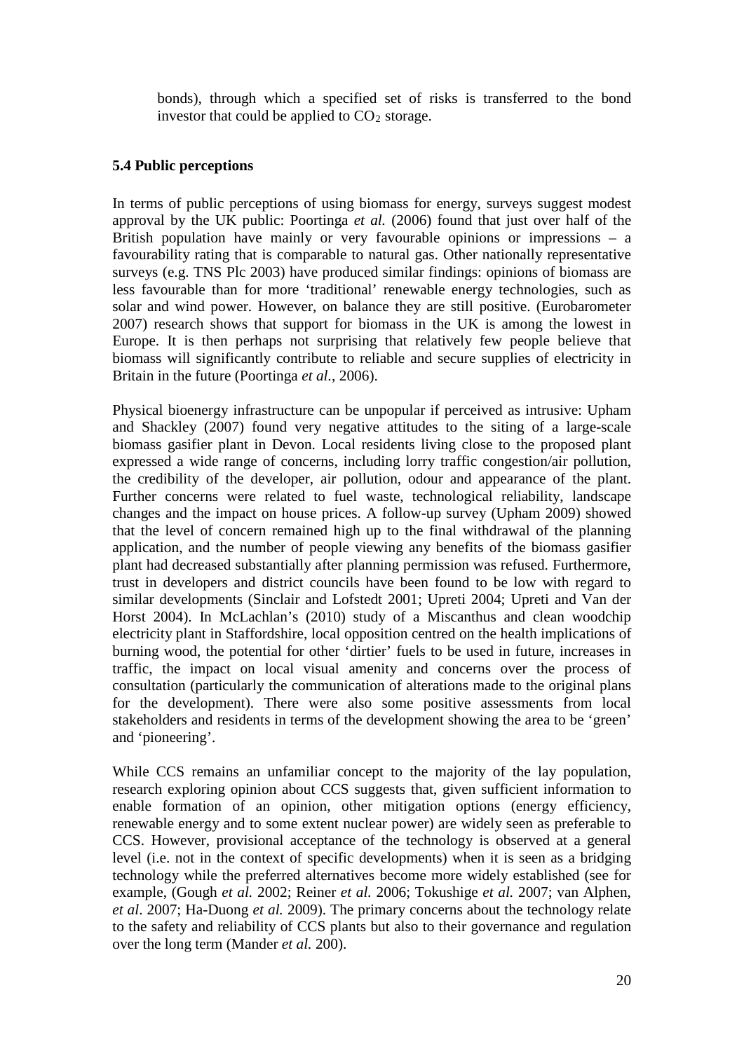bonds), through which a specified set of risks is transferred to the bond investor that could be applied to $CO_2$ storage.

### 5.4 Public perceptions

In terms of public perceptions of using biomass for energy, surveys suggest modest approval by the UK public: Poortinga *et al.* (2006) found that just over half of the British population have mainly or very favourable opinions or impressions – a favourability rating that is comparable to natural gas. Other nationally representative surveys (e.g. TNS Plc 2003) have produced similar findings: opinions of biomass are less favourable than for more 'traditional' renewable energy technologies, such as solar and wind power. However, on balance they are still positive. (Eurobarometer 2007) research shows that support for biomass in the UK is among the lowest in Europe. It is then perhaps not surprising that relatively few people believe that biomass will significantly contribute to reliable and secure supplies of electricity in Britain in the future (Poortinga *et al*., 2006).

Physical bioenergy infrastructure can be unpopular if perceived as intrusive: Upham and Shackley (2007) found very negative attitudes to the siting of a large-scale biomass gasifier plant in Devon. Local residents living close to the proposed plant expressed a wide range of concerns, including lorry traffic congestion/air pollution, the credibility of the developer, air pollution, odour and appearance of the plant. Further concerns were related to fuel waste, technological reliability, landscape changes and the impact on house prices. A follow-up survey (Upham 2009) showed that the level of concern remained high up to the final withdrawal of the planning application, and the number of people viewing any benefits of the biomass gasifier plant had decreased substantially after planning permission was refused. Furthermore, trust in developers and district councils have been found to be low with regard to similar developments (Sinclair and Lofstedt 2001; Upreti 2004; Upreti and Van der Horst 2004). In McLachlan's (2010) study of a Miscanthus and clean woodchip electricity plant in Staffordshire, local opposition centred on the health implications of burning wood, the potential for other 'dirtier' fuels to be used in future, increases in traffic, the impact on local visual amenity and concerns over the process of consultation (particularly the communication of alterations made to the original plans for the development). There were also some positive assessments from local stakeholders and residents in terms of the development showing the area to be 'green' and 'pioneering'.

While CCS remains an unfamiliar concept to the majority of the lay population, research exploring opinion about CCS suggests that, given sufficient information to enable formation of an opinion, other mitigation options (energy efficiency, renewable energy and to some extent nuclear power) are widely seen as preferable to CCS. However, provisional acceptance of the technology is observed at a general level (i.e. not in the context of specific developments) when it is seen as a bridging technology while the preferred alternatives become more widely established (see for example, (Gough *et al.* 2002; Reiner *et al.* 2006; Tokushige *et al.* 2007; van Alphen, *et al*. 2007; Ha-Duong *et al.* 2009). The primary concerns about the technology relate to the safety and reliability of CCS plants but also to their governance and regulation over the long term (Mander *et al.* 200).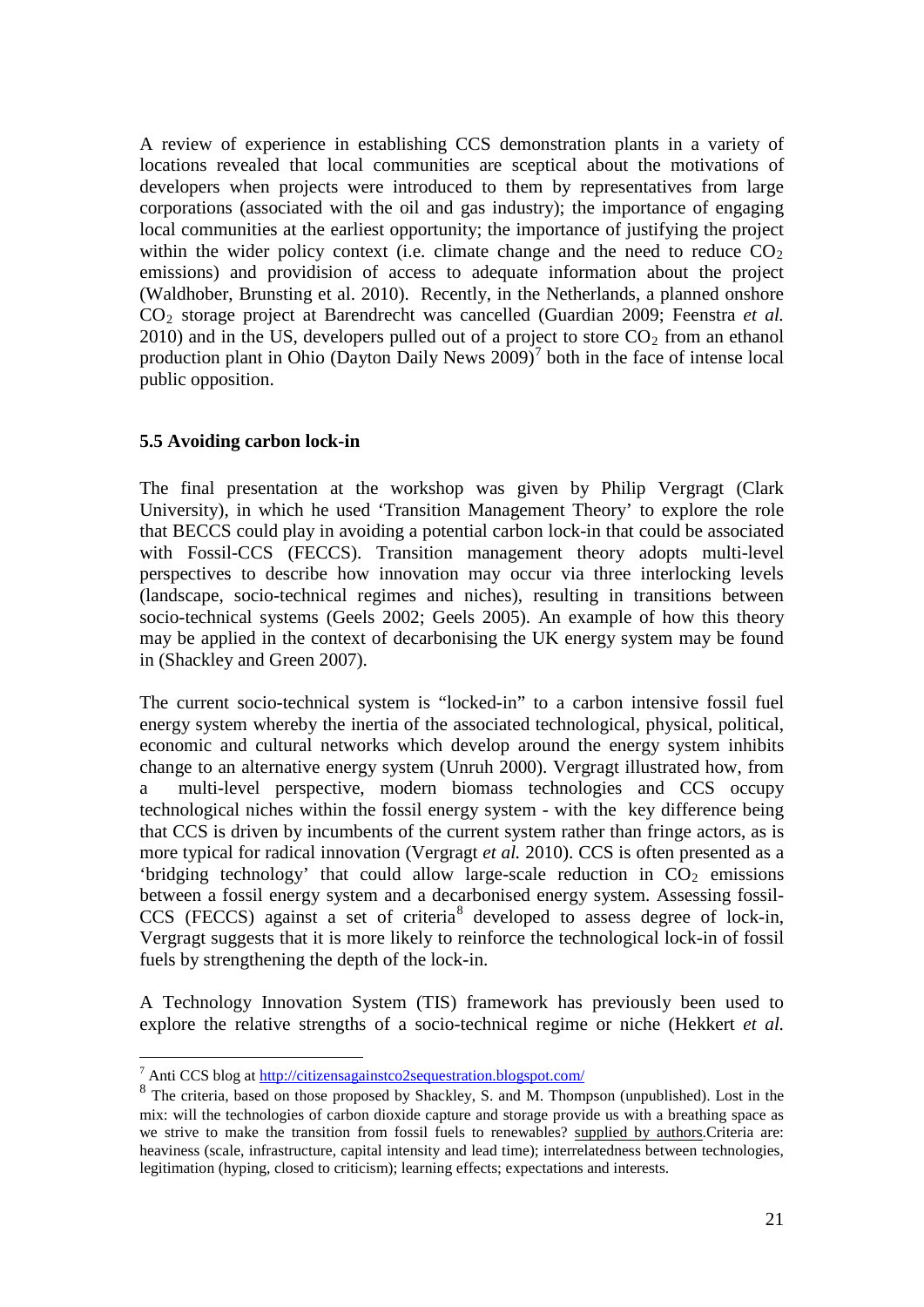A review of experience in establishing CCS demonstration plants in a variety of locations revealed that local communities are sceptical about the motivations of developers when projects were introduced to them by representatives from large corporations (associated with the oil and gas industry); the importance of engaging local communities at the earliest opportunity; the importance of justifying the project within the wider policy context (i.e. climate change and the need to reduce $CO_2$ emissions) and providision of access to adequate information about the project (Waldhober, Brunsting et al. 2010). Recently, in the Netherlands, a planned onshore $CO_2$ storage project at Barendrecht was cancelled (Guardian 2009; Feenstra *et al.* 2010) and in the US, developers pulled out of a project to store $CO_2$ from an ethanol production plant in Ohio (Dayton Daily News 2009)[7] both in the face of intense local public opposition.

### 5.5 Avoiding carbon lock-in

The final presentation at the workshop was given by Philip Vergragt (Clark University), in which he used 'Transition Management Theory' to explore the role that BECCS could play in avoiding a potential carbon lock-in that could be associated with Fossil-CCS (FECCS). Transition management theory adopts multi-level perspectives to describe how innovation may occur via three interlocking levels (landscape, socio-technical regimes and niches), resulting in transitions between socio-technical systems (Geels 2002; Geels 2005). An example of how this theory may be applied in the context of decarbonising the UK energy system may be found in (Shackley and Green 2007).

The current socio-technical system is "locked-in" to a carbon intensive fossil fuel energy system whereby the inertia of the associated technological, physical, political, economic and cultural networks which develop around the energy system inhibits change to an alternative energy system (Unruh 2000). Vergragt illustrated how, from a multi-level perspective, modern biomass technologies and CCS occupy technological niches within the fossil energy system - with the key difference being that CCS is driven by incumbents of the current system rather than fringe actors, as is more typical for radical innovation (Vergragt *et al.* 2010). CCS is often presented as a 'bridging technology' that could allow large-scale reduction in $CO_2$ emissions between a fossil energy system and a decarbonised energy system. Assessing fossil-CCS (FECCS) against a set of criteria[8] developed to assess degree of lock-in, Vergragt suggests that it is more likely to reinforce the technological lock-in of fossil fuels by strengthening the depth of the lock-in.

A Technology Innovation System (TIS) framework has previously been used to explore the relative strengths of a socio-technical regime or niche (Hekkert *et al.*

---

[7] Anti CCS blog at http://citizensagainstco2sequestration.blogspot.com/

[8] The criteria, based on those proposed by Shackley, S. and M. Thompson (unpublished). Lost in the mix: will the technologies of carbon dioxide capture and storage provide us with a breathing space as we strive to make the transition from fossil fuels to renewables? supplied by authors.Criteria are: heaviness (scale, infrastructure, capital intensity and lead time); interrelatedness between technologies, legitimation (hyping, closed to criticism); learning effects; expectations and interests.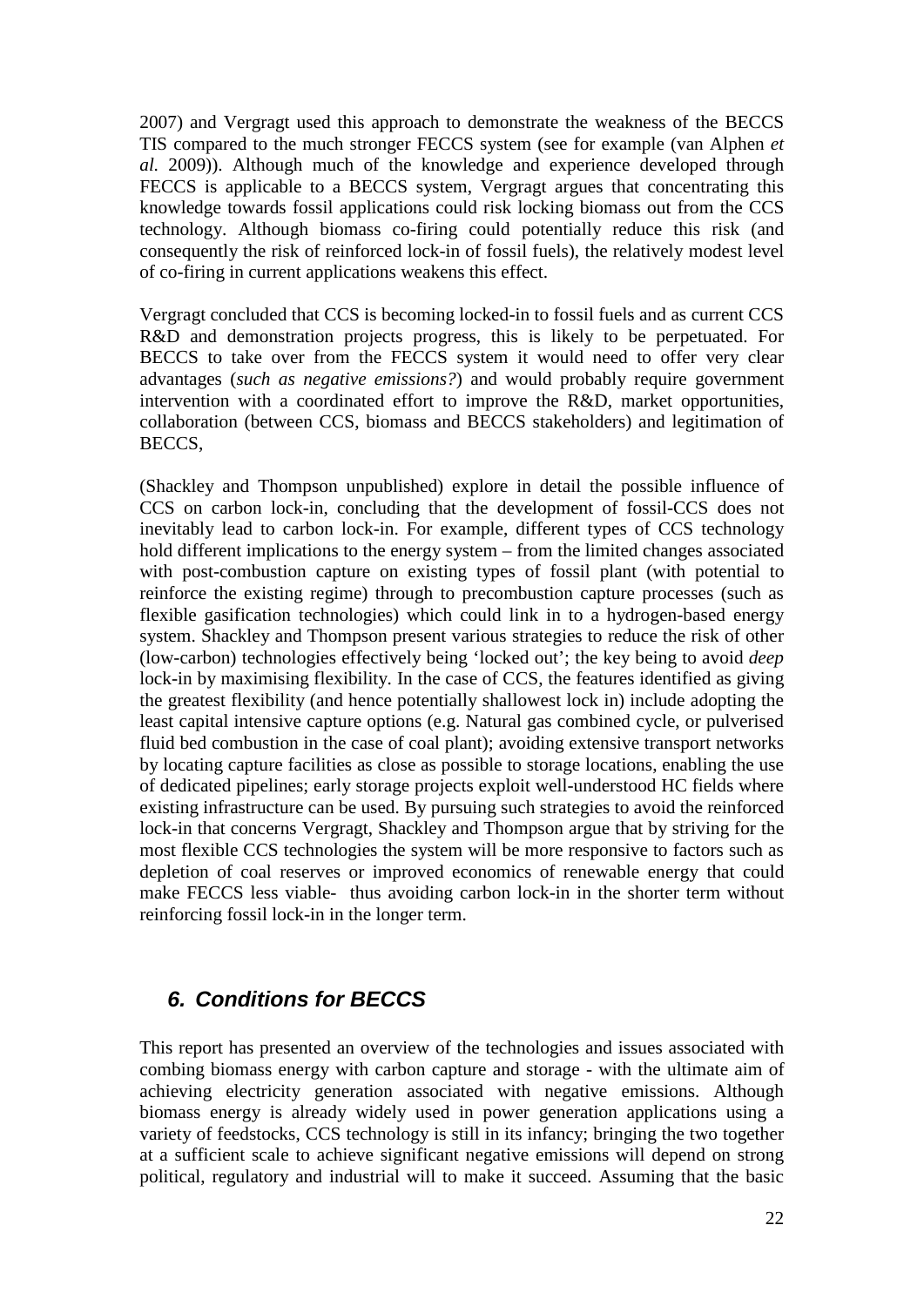2007) and Vergragt used this approach to demonstrate the weakness of the BECCS TIS compared to the much stronger FECCS system (see for example (van Alphen *et al.* 2009)). Although much of the knowledge and experience developed through FECCS is applicable to a BECCS system, Vergragt argues that concentrating this knowledge towards fossil applications could risk locking biomass out from the CCS technology. Although biomass co-firing could potentially reduce this risk (and consequently the risk of reinforced lock-in of fossil fuels), the relatively modest level of co-firing in current applications weakens this effect.

Vergragt concluded that CCS is becoming locked-in to fossil fuels and as current CCS R&D and demonstration projects progress, this is likely to be perpetuated. For BECCS to take over from the FECCS system it would need to offer very clear advantages (*such as negative emissions?*) and would probably require government intervention with a coordinated effort to improve the R&D, market opportunities, collaboration (between CCS, biomass and BECCS stakeholders) and legitimation of BECCS,

(Shackley and Thompson unpublished) explore in detail the possible influence of CCS on carbon lock-in, concluding that the development of fossil-CCS does not inevitably lead to carbon lock-in. For example, different types of CCS technology hold different implications to the energy system – from the limited changes associated with post-combustion capture on existing types of fossil plant (with potential to reinforce the existing regime) through to precombustion capture processes (such as flexible gasification technologies) which could link in to a hydrogen-based energy system. Shackley and Thompson present various strategies to reduce the risk of other (low-carbon) technologies effectively being 'locked out'; the key being to avoid *deep* lock-in by maximising flexibility. In the case of CCS, the features identified as giving the greatest flexibility (and hence potentially shallowest lock in) include adopting the least capital intensive capture options (e.g. Natural gas combined cycle, or pulverised fluid bed combustion in the case of coal plant); avoiding extensive transport networks by locating capture facilities as close as possible to storage locations, enabling the use of dedicated pipelines; early storage projects exploit well-understood HC fields where existing infrastructure can be used. By pursuing such strategies to avoid the reinforced lock-in that concerns Vergragt, Shackley and Thompson argue that by striving for the most flexible CCS technologies the system will be more responsive to factors such as depletion of coal reserves or improved economics of renewable energy that could make FECCS less viable- thus avoiding carbon lock-in in the shorter term without reinforcing fossil lock-in in the longer term.

## *6. Conditions for BECCS*

This report has presented an overview of the technologies and issues associated with combing biomass energy with carbon capture and storage - with the ultimate aim of achieving electricity generation associated with negative emissions. Although biomass energy is already widely used in power generation applications using a variety of feedstocks, CCS technology is still in its infancy; bringing the two together at a sufficient scale to achieve significant negative emissions will depend on strong political, regulatory and industrial will to make it succeed. Assuming that the basic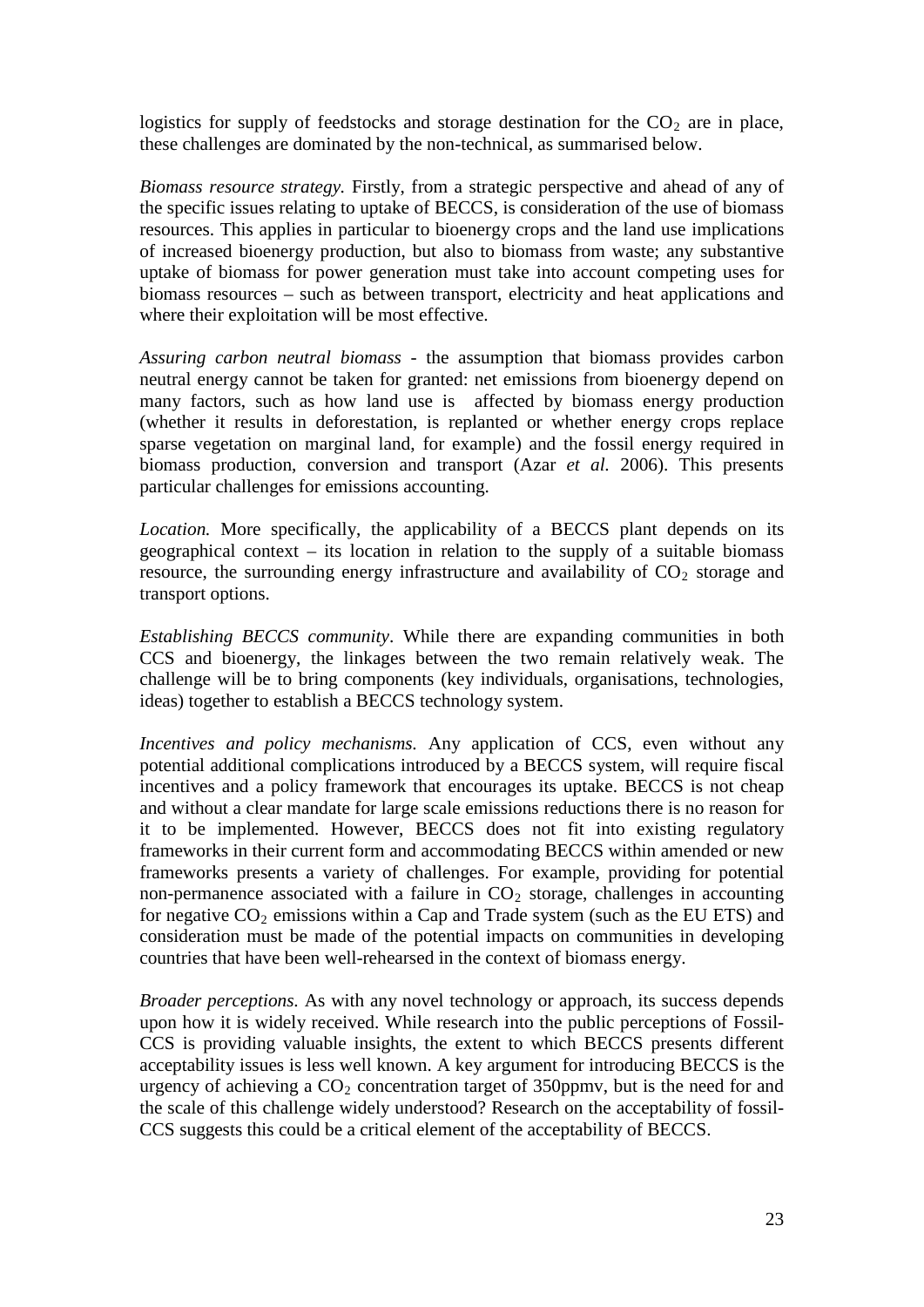logistics for supply of feedstocks and storage destination for the $CO_2$ are in place, these challenges are dominated by the non-technical, as summarised below.

*Biomass resource strategy.* Firstly, from a strategic perspective and ahead of any of the specific issues relating to uptake of BECCS, is consideration of the use of biomass resources. This applies in particular to bioenergy crops and the land use implications of increased bioenergy production, but also to biomass from waste; any substantive uptake of biomass for power generation must take into account competing uses for biomass resources – such as between transport, electricity and heat applications and where their exploitation will be most effective.

*Assuring carbon neutral biomass* - the assumption that biomass provides carbon neutral energy cannot be taken for granted: net emissions from bioenergy depend on many factors, such as how land use is affected by biomass energy production (whether it results in deforestation, is replanted or whether energy crops replace sparse vegetation on marginal land, for example) and the fossil energy required in biomass production, conversion and transport (Azar *et al.* 2006). This presents particular challenges for emissions accounting.

*Location.* More specifically, the applicability of a BECCS plant depends on its geographical context – its location in relation to the supply of a suitable biomass resource, the surrounding energy infrastructure and availability of $CO_2$ storage and transport options.

*Establishing BECCS community*. While there are expanding communities in both CCS and bioenergy, the linkages between the two remain relatively weak. The challenge will be to bring components (key individuals, organisations, technologies, ideas) together to establish a BECCS technology system.

*Incentives and policy mechanisms.* Any application of CCS, even without any potential additional complications introduced by a BECCS system, will require fiscal incentives and a policy framework that encourages its uptake. BECCS is not cheap and without a clear mandate for large scale emissions reductions there is no reason for it to be implemented. However, BECCS does not fit into existing regulatory frameworks in their current form and accommodating BECCS within amended or new frameworks presents a variety of challenges. For example, providing for potential non-permanence associated with a failure in $CO_2$ storage, challenges in accounting for negative $CO_2$ emissions within a Cap and Trade system (such as the EU ETS) and consideration must be made of the potential impacts on communities in developing countries that have been well-rehearsed in the context of biomass energy.

*Broader perceptions.* As with any novel technology or approach, its success depends upon how it is widely received. While research into the public perceptions of Fossil-CCS is providing valuable insights, the extent to which BECCS presents different acceptability issues is less well known. A key argument for introducing BECCS is the urgency of achieving a $CO_2$ concentration target of 350ppmv, but is the need for and the scale of this challenge widely understood? Research on the acceptability of fossil-CCS suggests this could be a critical element of the acceptability of BECCS.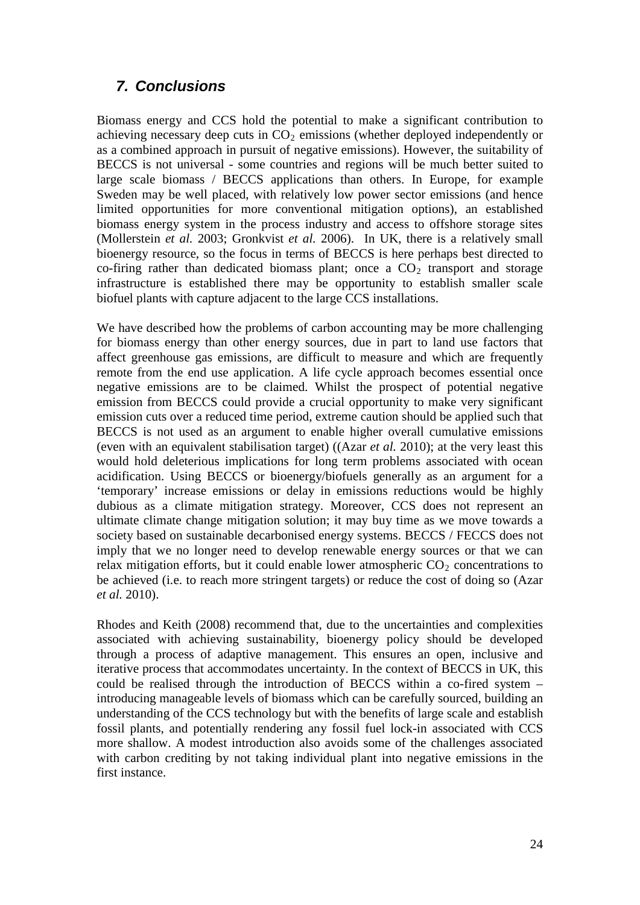## 7. Conclusions

Biomass energy and CCS hold the potential to make a significant contribution to achieving necessary deep cuts in $CO_2$ emissions (whether deployed independently or as a combined approach in pursuit of negative emissions). However, the suitability of BECCS is not universal - some countries and regions will be much better suited to large scale biomass / BECCS applications than others. In Europe, for example Sweden may be well placed, with relatively low power sector emissions (and hence limited opportunities for more conventional mitigation options), an established biomass energy system in the process industry and access to offshore storage sites (Mollerstein *et al.* 2003; Gronkvist *et al.* 2006). In UK, there is a relatively small bioenergy resource, so the focus in terms of BECCS is here perhaps best directed to co-firing rather than dedicated biomass plant; once a $CO_2$ transport and storage infrastructure is established there may be opportunity to establish smaller scale biofuel plants with capture adjacent to the large CCS installations.

We have described how the problems of carbon accounting may be more challenging for biomass energy than other energy sources, due in part to land use factors that affect greenhouse gas emissions, are difficult to measure and which are frequently remote from the end use application. A life cycle approach becomes essential once negative emissions are to be claimed. Whilst the prospect of potential negative emission from BECCS could provide a crucial opportunity to make very significant emission cuts over a reduced time period, extreme caution should be applied such that BECCS is not used as an argument to enable higher overall cumulative emissions (even with an equivalent stabilisation target) ((Azar *et al.* 2010); at the very least this would hold deleterious implications for long term problems associated with ocean acidification. Using BECCS or bioenergy/biofuels generally as an argument for a 'temporary' increase emissions or delay in emissions reductions would be highly dubious as a climate mitigation strategy. Moreover, CCS does not represent an ultimate climate change mitigation solution; it may buy time as we move towards a society based on sustainable decarbonised energy systems. BECCS / FECCS does not imply that we no longer need to develop renewable energy sources or that we can relax mitigation efforts, but it could enable lower atmospheric $CO_2$ concentrations to be achieved (i.e. to reach more stringent targets) or reduce the cost of doing so (Azar *et al.* 2010).

Rhodes and Keith (2008) recommend that, due to the uncertainties and complexities associated with achieving sustainability, bioenergy policy should be developed through a process of adaptive management. This ensures an open, inclusive and iterative process that accommodates uncertainty. In the context of BECCS in UK, this could be realised through the introduction of BECCS within a co-fired system – introducing manageable levels of biomass which can be carefully sourced, building an understanding of the CCS technology but with the benefits of large scale and establish fossil plants, and potentially rendering any fossil fuel lock-in associated with CCS more shallow. A modest introduction also avoids some of the challenges associated with carbon crediting by not taking individual plant into negative emissions in the first instance.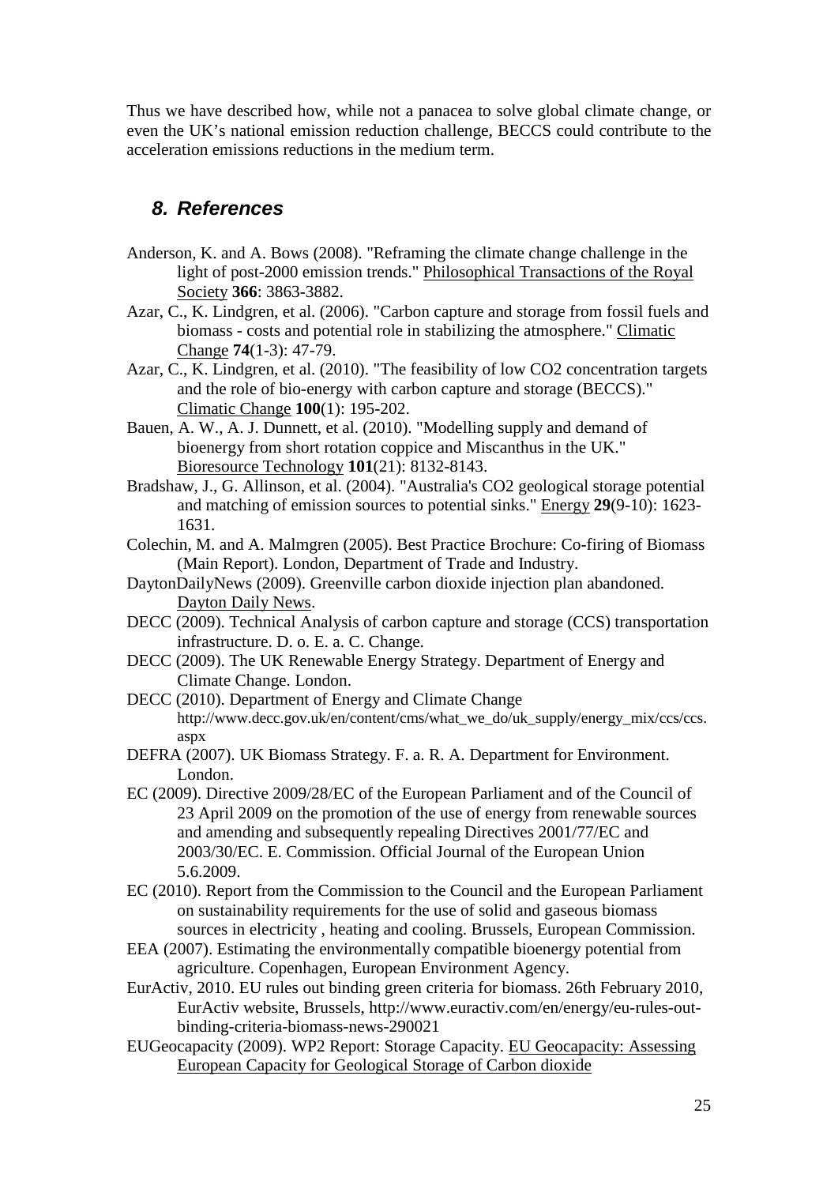Thus we have described how, while not a panacea to solve global climate change, or even the UK's national emission reduction challenge, BECCS could contribute to the acceleration emissions reductions in the medium term.

## 8. References

Anderson, K. and A. Bows (2008). "Reframing the climate change challenge in the light of post-2000 emission trends." Philosophical Transactions of the Royal Society **366**: 3863-3882.

Azar, C., K. Lindgren, et al. (2006). "Carbon capture and storage from fossil fuels and biomass - costs and potential role in stabilizing the atmosphere." Climatic Change **74**(1-3): 47-79.

Azar, C., K. Lindgren, et al. (2010). "The feasibility of low CO2 concentration targets and the role of bio-energy with carbon capture and storage (BECCS)." Climatic Change **100**(1): 195-202.

Bauen, A. W., A. J. Dunnett, et al. (2010). "Modelling supply and demand of bioenergy from short rotation coppice and Miscanthus in the UK." Bioresource Technology **101**(21): 8132-8143.

Bradshaw, J., G. Allinson, et al. (2004). "Australia's CO2 geological storage potential and matching of emission sources to potential sinks." Energy **29**(9-10): 1623-1631.

Colechin, M. and A. Malmgren (2005). Best Practice Brochure: Co-firing of Biomass (Main Report). London, Department of Trade and Industry.

DaytonDailyNews (2009). Greenville carbon dioxide injection plan abandoned. Dayton Daily News.

DECC (2009). Technical Analysis of carbon capture and storage (CCS) transportation infrastructure. D. o. E. a. C. Change.

DECC (2009). The UK Renewable Energy Strategy. Department of Energy and Climate Change. London.

DECC (2010). Department of Energy and Climate Change http://www.decc.gov.uk/en/content/cms/what_we_do/uk_supply/energy_mix/ccs/ccs.aspx

DEFRA (2007). UK Biomass Strategy. F. a. R. A. Department for Environment. London.

EC (2009). Directive 2009/28/EC of the European Parliament and of the Council of 23 April 2009 on the promotion of the use of energy from renewable sources and amending and subsequently repealing Directives 2001/77/EC and 2003/30/EC. E. Commission. Official Journal of the European Union 5.6.2009.

EC (2010). Report from the Commission to the Council and the European Parliament on sustainability requirements for the use of solid and gaseous biomass sources in electricity , heating and cooling. Brussels, European Commission.

EEA (2007). Estimating the environmentally compatible bioenergy potential from agriculture. Copenhagen, European Environment Agency.

EurActiv, 2010. EU rules out binding green criteria for biomass. 26th February 2010, EurActiv website, Brussels, http://www.euractiv.com/en/energy/eu-rules-out-binding-criteria-biomass-news-290021

EUGeocapacity (2009). WP2 Report: Storage Capacity. EU Geocapacity: Assessing European Capacity for Geological Storage of Carbon dioxide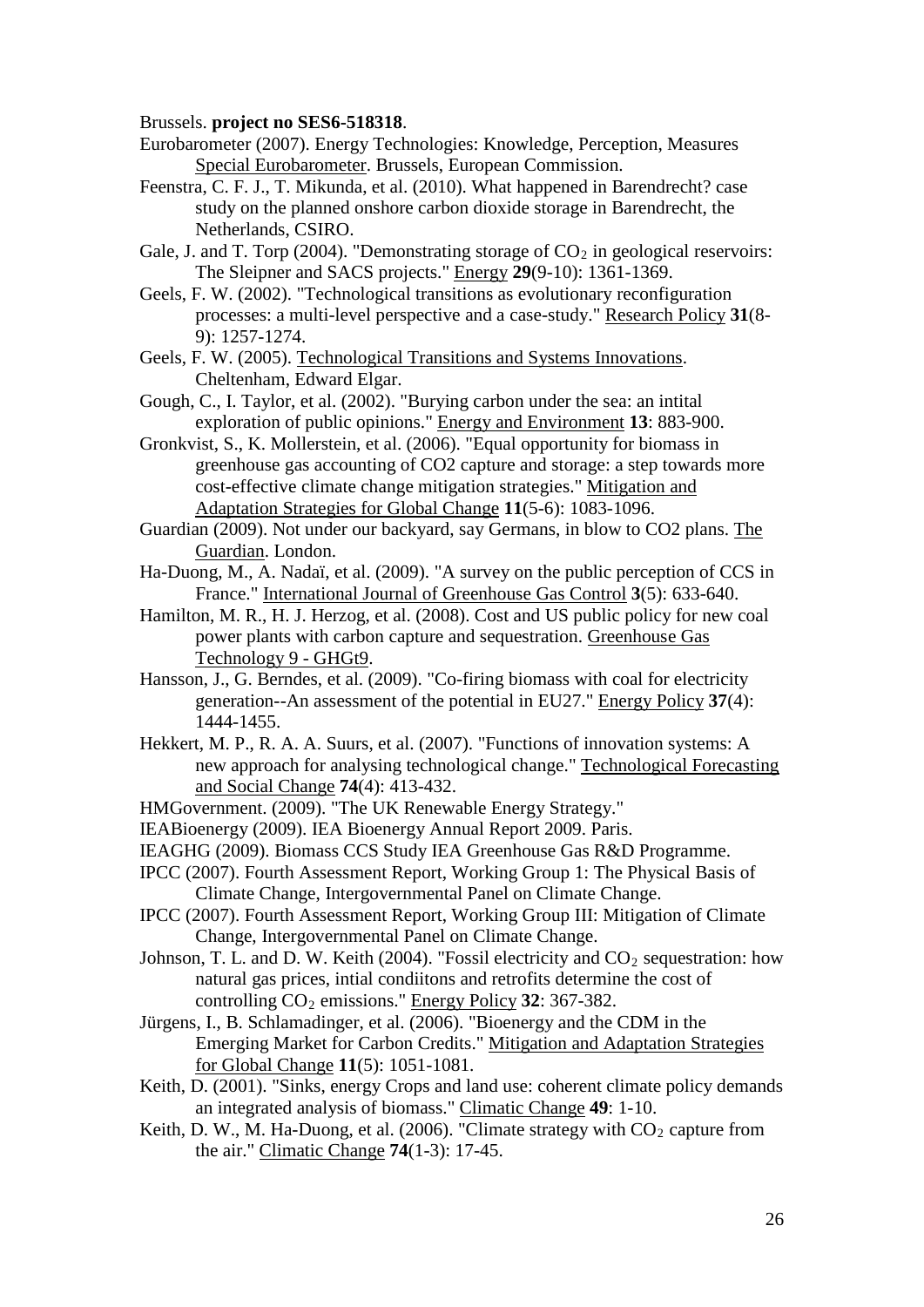Brussels. **project no SES6-518318**.

Eurobarometer (2007). Energy Technologies: Knowledge, Perception, Measures Special Eurobarometer. Brussels, European Commission.

Feenstra, C. F. J., T. Mikunda, et al. (2010). What happened in Barendrecht? case study on the planned onshore carbon dioxide storage in Barendrecht, the Netherlands, CSIRO.

Gale, J. and T. Torp (2004). "Demonstrating storage of $CO_2$ in geological reservoirs: The Sleipner and SACS projects." Energy **29**(9-10): 1361-1369.

Geels, F. W. (2002). "Technological transitions as evolutionary reconfiguration processes: a multi-level perspective and a case-study." Research Policy **31**(8-9): 1257-1274.

Geels, F. W. (2005). Technological Transitions and Systems Innovations. Cheltenham, Edward Elgar.

Gough, C., I. Taylor, et al. (2002). "Burying carbon under the sea: an intital exploration of public opinions." Energy and Environment **13**: 883-900.

Gronkvist, S., K. Mollerstein, et al. (2006). "Equal opportunity for biomass in greenhouse gas accounting of CO2 capture and storage: a step towards more cost-effective climate change mitigation strategies." Mitigation and Adaptation Strategies for Global Change **11**(5-6): 1083-1096.

Guardian (2009). Not under our backyard, say Germans, in blow to CO2 plans. The Guardian. London.

Ha-Duong, M., A. Nadaï, et al. (2009). "A survey on the public perception of CCS in France." International Journal of Greenhouse Gas Control **3**(5): 633-640.

Hamilton, M. R., H. J. Herzog, et al. (2008). Cost and US public policy for new coal power plants with carbon capture and sequestration. Greenhouse Gas Technology 9 - GHGt9.

Hansson, J., G. Berndes, et al. (2009). "Co-firing biomass with coal for electricity generation--An assessment of the potential in EU27." Energy Policy **37**(4): 1444-1455.

Hekkert, M. P., R. A. A. Suurs, et al. (2007). "Functions of innovation systems: A new approach for analysing technological change." Technological Forecasting and Social Change **74**(4): 413-432.

HMGovernment. (2009). "The UK Renewable Energy Strategy."

IEABioenergy (2009). IEA Bioenergy Annual Report 2009. Paris.

IEAGHG (2009). Biomass CCS Study IEA Greenhouse Gas R&D Programme.

IPCC (2007). Fourth Assessment Report, Working Group 1: The Physical Basis of Climate Change, Intergovernmental Panel on Climate Change.

IPCC (2007). Fourth Assessment Report, Working Group III: Mitigation of Climate Change, Intergovernmental Panel on Climate Change.

Johnson, T. L. and D. W. Keith (2004). "Fossil electricity and $CO_2$ sequestration: how natural gas prices, intial condiitons and retrofits determine the cost of controlling $CO_2$ emissions." Energy Policy **32**: 367-382.

Jürgens, I., B. Schlamadinger, et al. (2006). "Bioenergy and the CDM in the Emerging Market for Carbon Credits." Mitigation and Adaptation Strategies for Global Change **11**(5): 1051-1081.

Keith, D. (2001). "Sinks, energy Crops and land use: coherent climate policy demands an integrated analysis of biomass." Climatic Change **49**: 1-10.

Keith, D. W., M. Ha-Duong, et al. (2006). "Climate strategy with $CO_2$ capture from the air." Climatic Change **74**(1-3): 17-45.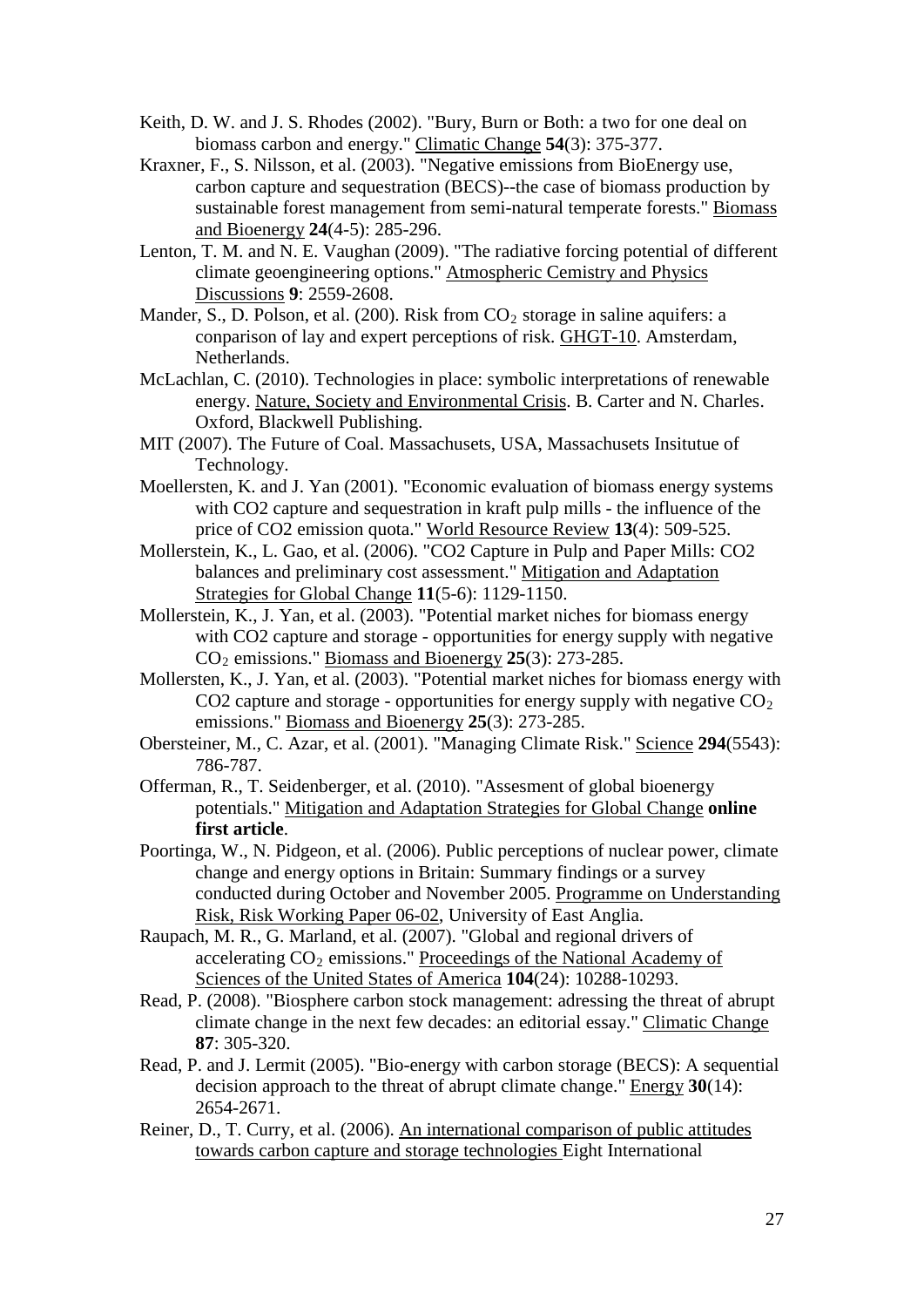Keith, D. W. and J. S. Rhodes (2002). "Bury, Burn or Both: a two for one deal on biomass carbon and energy." Climatic Change **54**(3): 375-377.

Kraxner, F., S. Nilsson, et al. (2003). "Negative emissions from BioEnergy use, carbon capture and sequestration (BECS)--the case of biomass production by sustainable forest management from semi-natural temperate forests." Biomass and Bioenergy **24**(4-5): 285-296.

Lenton, T. M. and N. E. Vaughan (2009). "The radiative forcing potential of different climate geoengineering options." Atmospheric Cemistry and Physics Discussions **9**: 2559-2608.

Mander, S., D. Polson, et al. (200). Risk from $CO_2$ storage in saline aquifers: a conparison of lay and expert perceptions of risk. GHGT-10. Amsterdam, Netherlands.

McLachlan, C. (2010). Technologies in place: symbolic interpretations of renewable energy. Nature, Society and Environmental Crisis. B. Carter and N. Charles. Oxford, Blackwell Publishing.

MIT (2007). The Future of Coal. Massachusets, USA, Massachusets Insitutue of Technology.

Moellersten, K. and J. Yan (2001). "Economic evaluation of biomass energy systems with CO2 capture and sequestration in kraft pulp mills - the influence of the price of CO2 emission quota." World Resource Review **13**(4): 509-525.

Mollerstein, K., L. Gao, et al. (2006). "CO2 Capture in Pulp and Paper Mills: CO2 balances and preliminary cost assessment." Mitigation and Adaptation Strategies for Global Change **11**(5-6): 1129-1150.

Mollerstein, K., J. Yan, et al. (2003). "Potential market niches for biomass energy with CO2 capture and storage - opportunities for energy supply with negative $CO_2$ emissions." Biomass and Bioenergy **25**(3): 273-285.

Mollersten, K., J. Yan, et al. (2003). "Potential market niches for biomass energy with CO2 capture and storage - opportunities for energy supply with negative $CO_2$ emissions." Biomass and Bioenergy **25**(3): 273-285.

Obersteiner, M., C. Azar, et al. (2001). "Managing Climate Risk." Science **294**(5543): 786-787.

Offerman, R., T. Seidenberger, et al. (2010). "Assesment of global bioenergy potentials." Mitigation and Adaptation Strategies for Global Change **online first article**.

Poortinga, W., N. Pidgeon, et al. (2006). Public perceptions of nuclear power, climate change and energy options in Britain: Summary findings or a survey conducted during October and November 2005. Programme on Understanding Risk, Risk Working Paper 06-02, University of East Anglia.

Raupach, M. R., G. Marland, et al. (2007). "Global and regional drivers of accelerating $CO_2$ emissions." Proceedings of the National Academy of Sciences of the United States of America **104**(24): 10288-10293.

Read, P. (2008). "Biosphere carbon stock management: adressing the threat of abrupt climate change in the next few decades: an editorial essay." Climatic Change **87**: 305-320.

Read, P. and J. Lermit (2005). "Bio-energy with carbon storage (BECS): A sequential decision approach to the threat of abrupt climate change." Energy **30**(14): 2654-2671.

Reiner, D., T. Curry, et al. (2006). An international comparison of public attitudes towards carbon capture and storage technologies Eight International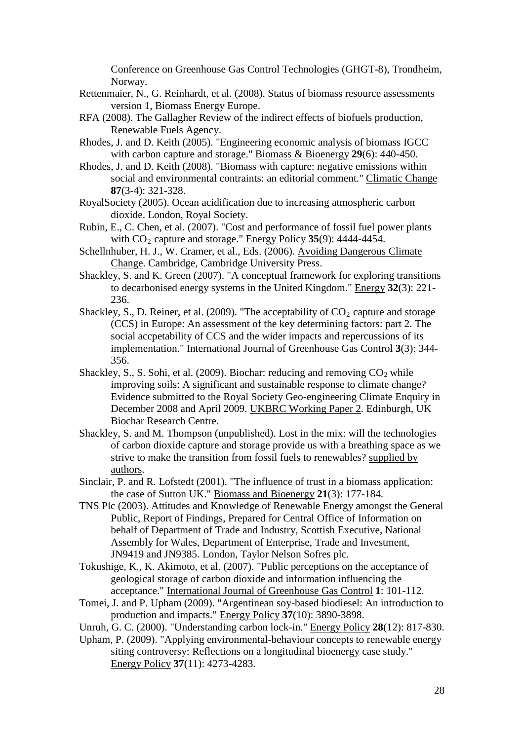Conference on Greenhouse Gas Control Technologies (GHGT-8), Trondheim, Norway.

Rettenmaier, N., G. Reinhardt, et al. (2008). Status of biomass resource assessments version 1, Biomass Energy Europe.

RFA (2008). The Gallagher Review of the indirect effects of biofuels production, Renewable Fuels Agency.

Rhodes, J. and D. Keith (2005). "Engineering economic analysis of biomass IGCC with carbon capture and storage." Biomass & Bioenergy **29**(6): 440-450.

Rhodes, J. and D. Keith (2008). "Biomass with capture: negative emissions within social and environmental contraints: an editorial comment." Climatic Change **87**(3-4): 321-328.

RoyalSociety (2005). Ocean acidification due to increasing atmospheric carbon dioxide. London, Royal Society.

Rubin, E., C. Chen, et al. (2007). "Cost and performance of fossil fuel power plants with $CO_2$ capture and storage." Energy Policy **35**(9): 4444-4454.

Schellnhuber, H. J., W. Cramer, et al., Eds. (2006). Avoiding Dangerous Climate Change. Cambridge, Cambridge University Press.

Shackley, S. and K. Green (2007). "A conceptual framework for exploring transitions to decarbonised energy systems in the United Kingdom." Energy **32**(3): 221-236.

Shackley, S., D. Reiner, et al. (2009). "The acceptability of $CO_2$ capture and storage (CCS) in Europe: An assessment of the key determining factors: part 2. The social accpetability of CCS and the wider impacts and repercussions of its implementation." International Journal of Greenhouse Gas Control **3**(3): 344-356.

Shackley, S., S. Sohi, et al. (2009). Biochar: reducing and removing $CO_2$ while improving soils: A significant and sustainable response to climate change? Evidence submitted to the Royal Society Geo-engineering Climate Enquiry in December 2008 and April 2009. UKBRC Working Paper 2. Edinburgh, UK Biochar Research Centre.

Shackley, S. and M. Thompson (unpublished). Lost in the mix: will the technologies of carbon dioxide capture and storage provide us with a breathing space as we strive to make the transition from fossil fuels to renewables? supplied by authors.

Sinclair, P. and R. Lofstedt (2001). "The influence of trust in a biomass application: the case of Sutton UK." Biomass and Bioenergy **21**(3): 177-184.

TNS Plc (2003). Attitudes and Knowledge of Renewable Energy amongst the General Public, Report of Findings, Prepared for Central Office of Information on behalf of Department of Trade and Industry, Scottish Executive, National Assembly for Wales, Department of Enterprise, Trade and Investment, JN9419 and JN9385. London, Taylor Nelson Sofres plc.

Tokushige, K., K. Akimoto, et al. (2007). "Public perceptions on the acceptance of geological storage of carbon dioxide and information influencing the acceptance." International Journal of Greenhouse Gas Control **1**: 101-112.

Tomei, J. and P. Upham (2009). "Argentinean soy-based biodiesel: An introduction to production and impacts." Energy Policy **37**(10): 3890-3898.

Unruh, G. C. (2000). "Understanding carbon lock-in." Energy Policy **28**(12): 817-830.

Upham, P. (2009). "Applying environmental-behaviour concepts to renewable energy siting controversy: Reflections on a longitudinal bioenergy case study." Energy Policy **37**(11): 4273-4283.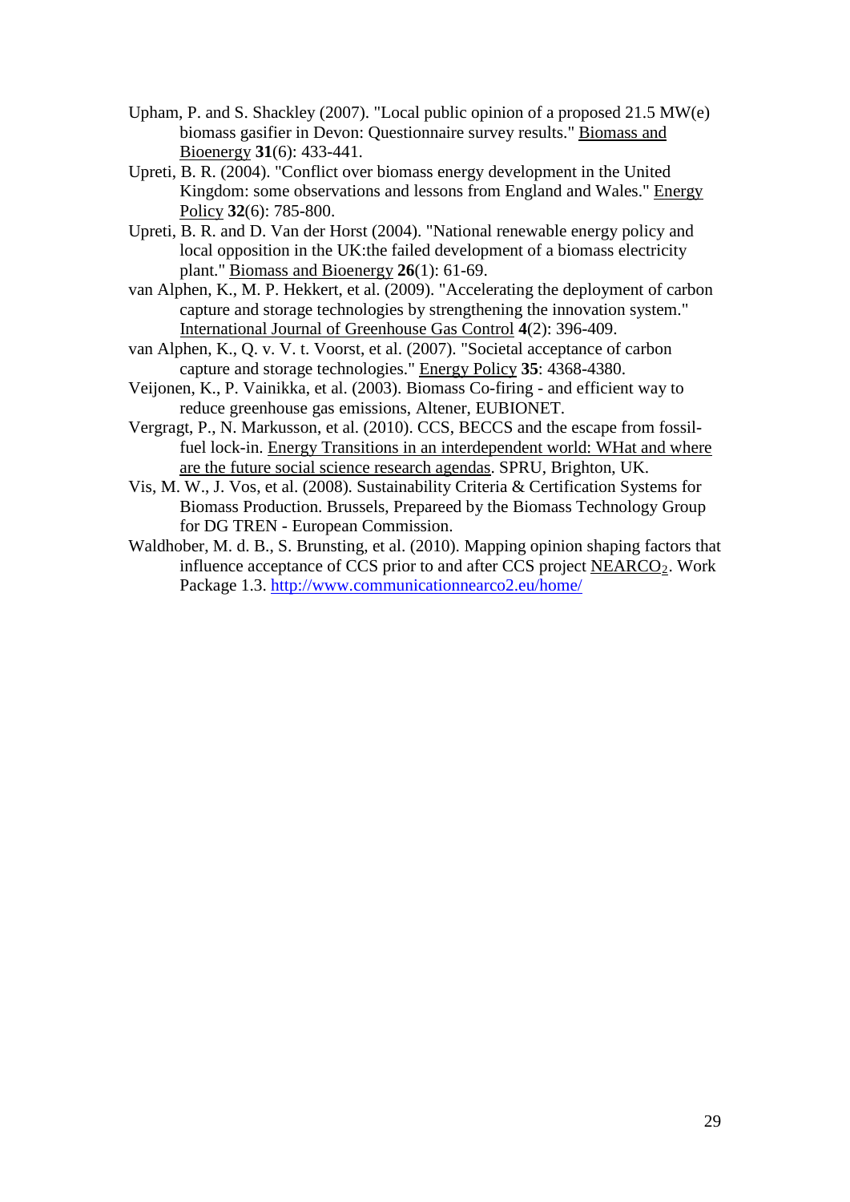Upham, P. and S. Shackley (2007). "Local public opinion of a proposed 21.5 MW(e) biomass gasifier in Devon: Questionnaire survey results." Biomass and Bioenergy **31**(6): 433-441.

Upreti, B. R. (2004). "Conflict over biomass energy development in the United Kingdom: some observations and lessons from England and Wales." Energy Policy **32**(6): 785-800.

Upreti, B. R. and D. Van der Horst (2004). "National renewable energy policy and local opposition in the UK:the failed development of a biomass electricity plant." Biomass and Bioenergy **26**(1): 61-69.

van Alphen, K., M. P. Hekkert, et al. (2009). "Accelerating the deployment of carbon capture and storage technologies by strengthening the innovation system." International Journal of Greenhouse Gas Control **4**(2): 396-409.

van Alphen, K., Q. v. V. t. Voorst, et al. (2007). "Societal acceptance of carbon capture and storage technologies." Energy Policy **35**: 4368-4380.

Veijonen, K., P. Vainikka, et al. (2003). Biomass Co-firing - and efficient way to reduce greenhouse gas emissions, Altener, EUBIONET.

Vergragt, P., N. Markusson, et al. (2010). CCS, BECCS and the escape from fossil-fuel lock-in. Energy Transitions in an interdependent world: WHat and where are the future social science research agendas. SPRU, Brighton, UK.

Vis, M. W., J. Vos, et al. (2008). Sustainability Criteria & Certification Systems for Biomass Production. Brussels, Prepareed by the Biomass Technology Group for DG TREN - European Commission.

Waldhober, M. d. B., S. Brunsting, et al. (2010). Mapping opinion shaping factors that influence acceptance of CCS prior to and after CCS project $NEARCO_2$. Work Package 1.3. http://www.communicationnearco2.eu/home/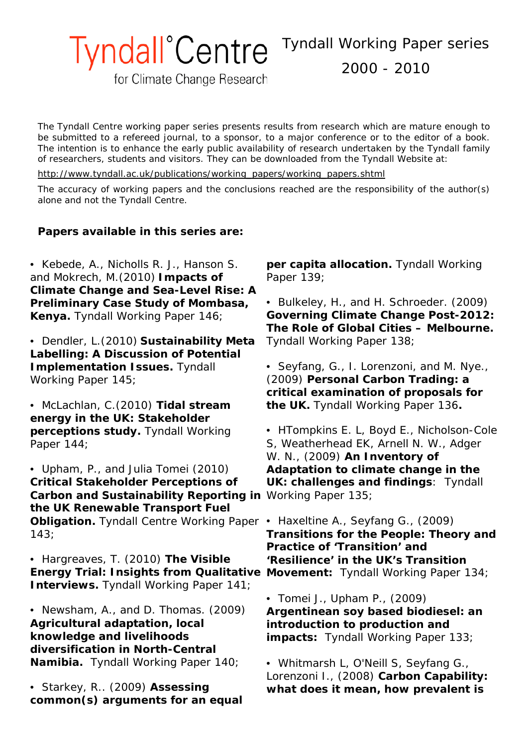# Tyndall°Centre for Climate Change Research

## Tyndall Working Paper series 2000 - 2010

The Tyndall Centre working paper series presents results from research which are mature enough to be submitted to a refereed journal, to a sponsor, to a major conference or to the editor of a book. The intention is to enhance the early public availability of research undertaken by the Tyndall family of researchers, students and visitors. They can be downloaded from the Tyndall Website at:

http://www.tyndall.ac.uk/publications/working_papers/working_papers.shtml

The accuracy of working papers and the conclusions reached are the responsibility of the author(s) alone and not the Tyndall Centre.

**Papers available in this series are:**

• Kebede, A., Nicholls R. J., Hanson S. and Mokrech, M.(2010) **Impacts of Climate Change and Sea-Level Rise: A Preliminary Case Study of Mombasa, Kenya.** Tyndall Working Paper 146;

• Dendler, L.(2010) **Sustainability Meta Labelling: A Discussion of Potential Implementation Issues.** Tyndall Working Paper 145;

• McLachlan, C.(2010) **Tidal stream energy in the UK: Stakeholder perceptions study.** Tyndall Working Paper 144;

• Upham, P., and Julia Tomei (2010) **Critical Stakeholder Perceptions of Carbon and Sustainability Reporting in the UK Renewable Transport Fuel Obligation.** Tyndall Centre Working Paper 143;

• Hargreaves, T. (2010) **The Visible Energy Trial: Insights from Qualitative Interviews.** Tyndall Working Paper 141;

• Newsham, A., and D. Thomas. (2009) **Agricultural adaptation, local knowledge and livelihoods diversification in North-Central Namibia.** Tyndall Working Paper 140;

• Starkey, R.. (2009) **Assessing common(s) arguments for an equal per capita allocation.** Tyndall Working Paper 139;

• Bulkeley, H., and H. Schroeder. (2009) **Governing Climate Change Post-2012: The Role of Global Cities – Melbourne.** Tyndall Working Paper 138;

• Seyfang, G., I. Lorenzoni, and M. Nye., (2009) **Personal Carbon Trading: a critical examination of proposals for the UK.** Tyndall Working Paper 136**.**

• HTompkins E. L, Boyd E., Nicholson-Cole S, Weatherhead EK, Arnell N. W., Adger W. N., (2009) **An Inventory of Adaptation to climate change in the UK: challenges and findings**: Tyndall Working Paper 135;

• Haxeltine A., Seyfang G., (2009) **Transitions for the People: Theory and Practice of 'Transition' and 'Resilience' in the UK's Transition Movement:** Tyndall Working Paper 134;

• Tomei J., Upham P., (2009) **Argentinean soy based biodiesel: an introduction to production and impacts:** Tyndall Working Paper 133;

• Whitmarsh L, O'Neill S, Seyfang G., Lorenzoni I., (2008) **Carbon Capability: what does it mean, how prevalent is**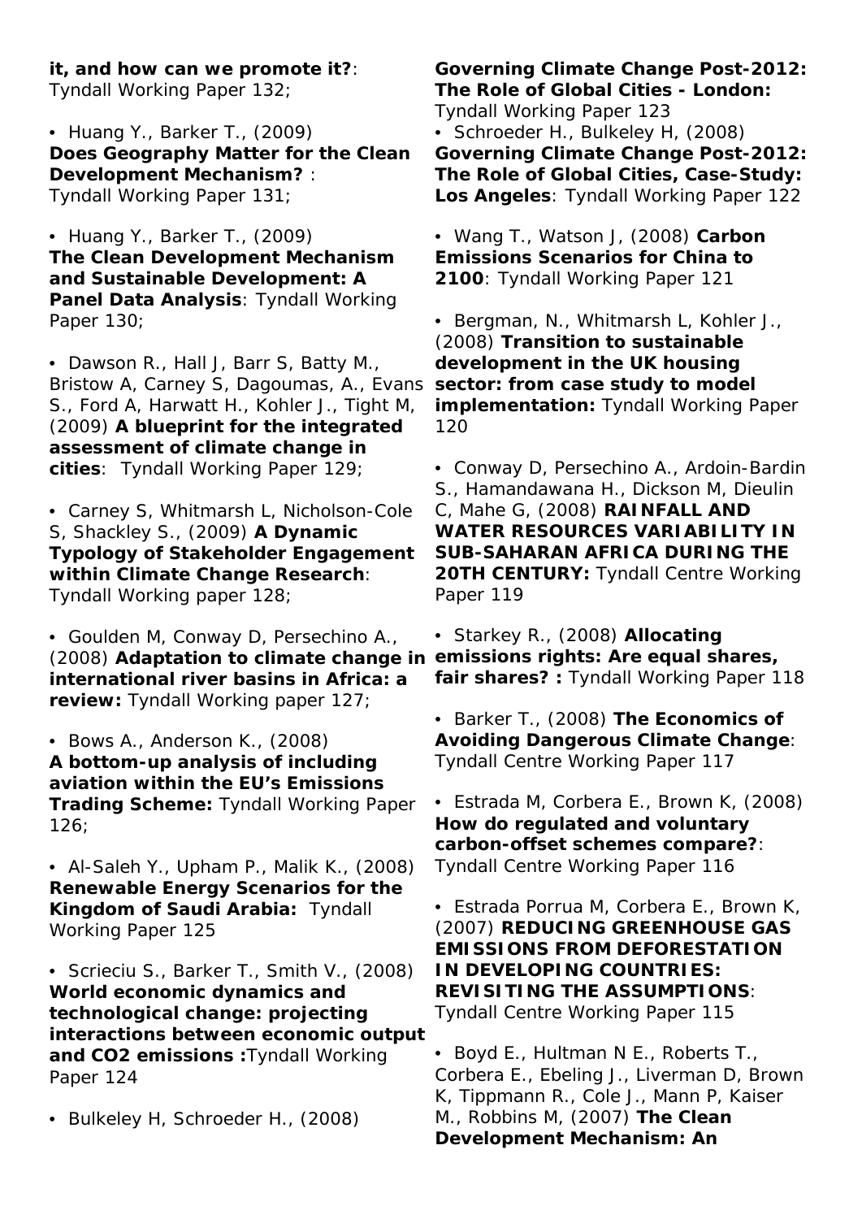**it, and how can we promote it?**: Tyndall Working Paper 132;

- Huang Y., Barker T., (2009) **Does Geography Matter for the Clean Development Mechanism?** : Tyndall Working Paper 131;

- Huang Y., Barker T., (2009) **The Clean Development Mechanism and Sustainable Development: A Panel Data Analysis**: Tyndall Working Paper 130;

- Dawson R., Hall J, Barr S, Batty M., Bristow A, Carney S, Dagoumas, A., Evans S., Ford A, Harwatt H., Kohler J., Tight M, (2009) **A blueprint for the integrated assessment of climate change in cities**: Tyndall Working Paper 129;

- Carney S, Whitmarsh L, Nicholson-Cole S, Shackley S., (2009) **A Dynamic Typology of Stakeholder Engagement within Climate Change Research**: Tyndall Working paper 128;

- Goulden M, Conway D, Persechino A., (2008) **Adaptation to climate change in international river basins in Africa: a review:** Tyndall Working paper 127;

- Bows A., Anderson K., (2008) **A bottom-up analysis of including aviation within the EU's Emissions Trading Scheme:** Tyndall Working Paper 126;

- Al-Saleh Y., Upham P., Malik K., (2008) **Renewable Energy Scenarios for the Kingdom of Saudi Arabia:** Tyndall Working Paper 125

- Scrieciu S., Barker T., Smith V., (2008) **World economic dynamics and technological change: projecting interactions between economic output and CO2 emissions :**Tyndall Working Paper 124

- Bulkeley H, Schroeder H., (2008) **Governing Climate Change Post-2012: The Role of Global Cities - London:** Tyndall Working Paper 123

- Schroeder H., Bulkeley H, (2008) **Governing Climate Change Post-2012: The Role of Global Cities, Case-Study: Los Angeles**: Tyndall Working Paper 122

- Wang T., Watson J, (2008) **Carbon Emissions Scenarios for China to 2100**: Tyndall Working Paper 121

- Bergman, N., Whitmarsh L, Kohler J., (2008) **Transition to sustainable development in the UK housing sector: from case study to model implementation:** Tyndall Working Paper 120

- Conway D, Persechino A., Ardoin-Bardin S., Hamandawana H., Dickson M, Dieulin C, Mahe G, (2008) **RAINFALL AND WATER RESOURCES VARIABILITY IN SUB-SAHARAN AFRICA DURING THE 20TH CENTURY:** Tyndall Centre Working Paper 119

- Starkey R., (2008) **Allocating emissions rights: Are equal shares, fair shares? :** Tyndall Working Paper 118

- Barker T., (2008) **The Economics of Avoiding Dangerous Climate Change**: Tyndall Centre Working Paper 117

- Estrada M, Corbera E., Brown K, (2008) **How do regulated and voluntary carbon-offset schemes compare?**: Tyndall Centre Working Paper 116

- Estrada Porrua M, Corbera E., Brown K, (2007) **REDUCING GREENHOUSE GAS EMISSIONS FROM DEFORESTATION IN DEVELOPING COUNTRIES: REVISITING THE ASSUMPTIONS**: Tyndall Centre Working Paper 115

- Boyd E., Hultman N E., Roberts T., Corbera E., Ebeling J., Liverman D, Brown K, Tippmann R., Cole J., Mann P, Kaiser M., Robbins M, (2007) **The Clean Development Mechanism: An**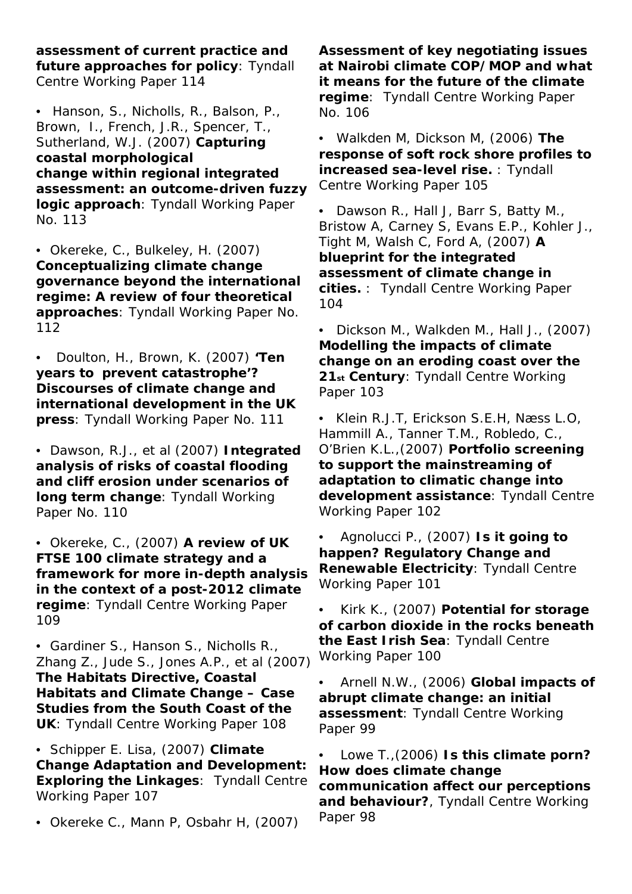**assessment of current practice and future approaches for policy**: Tyndall Centre Working Paper 114

- Hanson, S., Nicholls, R., Balson, P., Brown, I., French, J.R., Spencer, T., Sutherland, W.J. (2007) **Capturing coastal morphological change within regional integrated assessment: an outcome-driven fuzzy logic approach**: Tyndall Working Paper No. 113

- Okereke, C., Bulkeley, H. (2007) **Conceptualizing climate change governance beyond the international regime: A review of four theoretical approaches**: Tyndall Working Paper No. 112

- Doulton, H., Brown, K. (2007) **'Ten years to prevent catastrophe'? Discourses of climate change and international development in the UK press**: Tyndall Working Paper No. 111

- Dawson, R.J., et al (2007) **Integrated analysis of risks of coastal flooding and cliff erosion under scenarios of long term change**: Tyndall Working Paper No. 110

- Okereke, C., (2007) **A review of UK FTSE 100 climate strategy and a framework for more in-depth analysis in the context of a post-2012 climate regime**: Tyndall Centre Working Paper 109

- Gardiner S., Hanson S., Nicholls R., Zhang Z., Jude S., Jones A.P., et al (2007) **The Habitats Directive, Coastal Habitats and Climate Change – Case Studies from the South Coast of the UK**: Tyndall Centre Working Paper 108

- Schipper E. Lisa, (2007) **Climate Change Adaptation and Development: Exploring the Linkages**: Tyndall Centre Working Paper 107

- Okereke C., Mann P, Osbahr H, (2007) **Assessment of key negotiating issues at Nairobi climate COP/MOP and what it means for the future of the climate regime**: Tyndall Centre Working Paper No. 106

- Walkden M, Dickson M, (2006) **The response of soft rock shore profiles to increased sea-level rise.** : Tyndall Centre Working Paper 105

- Dawson R., Hall J, Barr S, Batty M., Bristow A, Carney S, Evans E.P., Kohler J., Tight M, Walsh C, Ford A, (2007) **A blueprint for the integrated assessment of climate change in cities.** : Tyndall Centre Working Paper 104

- Dickson M., Walkden M., Hall J., (2007) **Modelling the impacts of climate change on an eroding coast over the 21st Century**: Tyndall Centre Working Paper 103

- Klein R.J.T, Erickson S.E.H, Næss L.O, Hammill A., Tanner T.M., Robledo, C., O'Brien K.L.,(2007) **Portfolio screening to support the mainstreaming of adaptation to climatic change into development assistance**: Tyndall Centre Working Paper 102

- Agnolucci P., (2007) **Is it going to happen? Regulatory Change and Renewable Electricity**: Tyndall Centre Working Paper 101

- Kirk K., (2007) **Potential for storage of carbon dioxide in the rocks beneath the East Irish Sea**: Tyndall Centre Working Paper 100

- Arnell N.W., (2006) **Global impacts of abrupt climate change: an initial assessment**: Tyndall Centre Working Paper 99

- Lowe T.,(2006) **Is this climate porn? How does climate change communication affect our perceptions and behaviour?**, Tyndall Centre Working Paper 98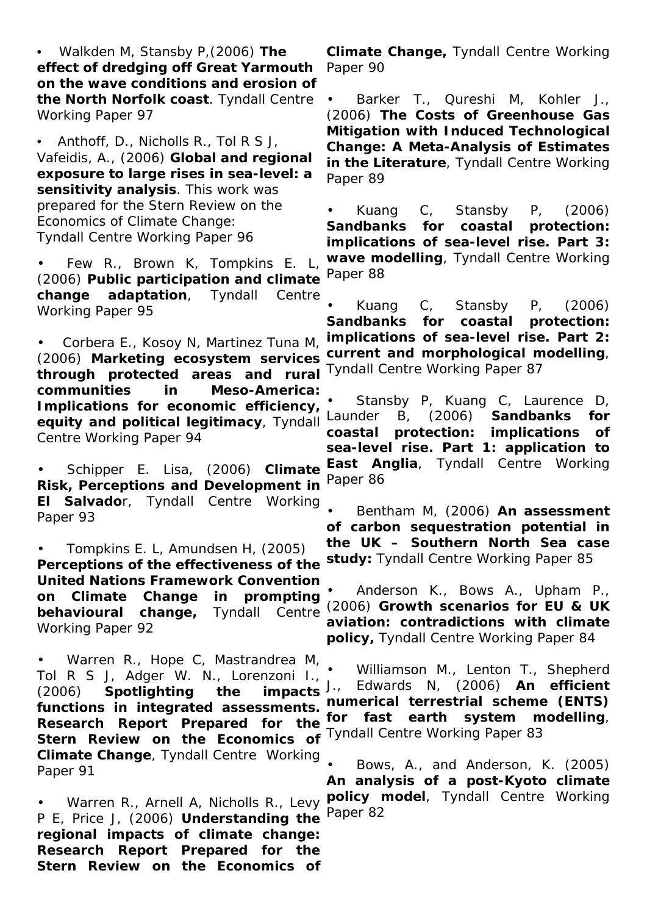- Walkden M, Stansby P,(2006) **The effect of dredging off Great Yarmouth on the wave conditions and erosion of the North Norfolk coast**. Tyndall Centre Working Paper 97

- Anthoff, D., Nicholls R., Tol R S J, Vafeidis, A., (2006) **Global and regional exposure to large rises in sea-level: a sensitivity analysis**. This work was prepared for the Stern Review on the Economics of Climate Change: Tyndall Centre Working Paper 96

- Few R., Brown K, Tompkins E. L, (2006) **Public participation and climate change adaptation**, Tyndall Centre Working Paper 95

- Corbera E., Kosoy N, Martinez Tuna M, (2006) **Marketing ecosystem services through protected areas and rural communities in Meso-America: Implications for economic efficiency, equity and political legitimacy**, Tyndall Centre Working Paper 94

- Schipper E. Lisa, (2006) **Climate Risk, Perceptions and Development in El Salvado**r, Tyndall Centre Working Paper 93

- Tompkins E. L, Amundsen H, (2005) **Perceptions of the effectiveness of the United Nations Framework Convention on Climate Change in prompting behavioural change,** Tyndall Centre Working Paper 92

- Warren R., Hope C, Mastrandrea M, Tol R S J, Adger W. N., Lorenzoni I., (2006) **Spotlighting the impacts functions in integrated assessments. Research Report Prepared for the Stern Review on the Economics of Climate Change**, Tyndall Centre Working Paper 91

- Warren R., Arnell A, Nicholls R., Levy P E, Price J, (2006) **Understanding the regional impacts of climate change: Research Report Prepared for the Stern Review on the Economics of Climate Change,** Tyndall Centre Working Paper 90

- Barker T., Qureshi M, Kohler J., (2006) **The Costs of Greenhouse Gas Mitigation with Induced Technological Change: A Meta-Analysis of Estimates in the Literature**, Tyndall Centre Working Paper 89

- Kuang C, Stansby P, (2006) **Sandbanks for coastal protection: implications of sea-level rise. Part 3: wave modelling**, Tyndall Centre Working Paper 88

- Kuang C, Stansby P, (2006) **Sandbanks for coastal protection: implications of sea-level rise. Part 2: current and morphological modelling**, Tyndall Centre Working Paper 87

- Stansby P, Kuang C, Laurence D, Launder B, (2006) **Sandbanks for coastal protection: implications of sea-level rise. Part 1: application to East Anglia**, Tyndall Centre Working Paper 86

- Bentham M, (2006) **An assessment of carbon sequestration potential in the UK – Southern North Sea case study:** Tyndall Centre Working Paper 85

- Anderson K., Bows A., Upham P., (2006) **Growth scenarios for EU & UK aviation: contradictions with climate policy,** Tyndall Centre Working Paper 84

- Williamson M., Lenton T., Shepherd J., Edwards N, (2006) **An efficient numerical terrestrial scheme (ENTS) for fast earth system modelling**, Tyndall Centre Working Paper 83

- Bows, A., and Anderson, K. (2005) **An analysis of a post-Kyoto climate policy model**, Tyndall Centre Working Paper 82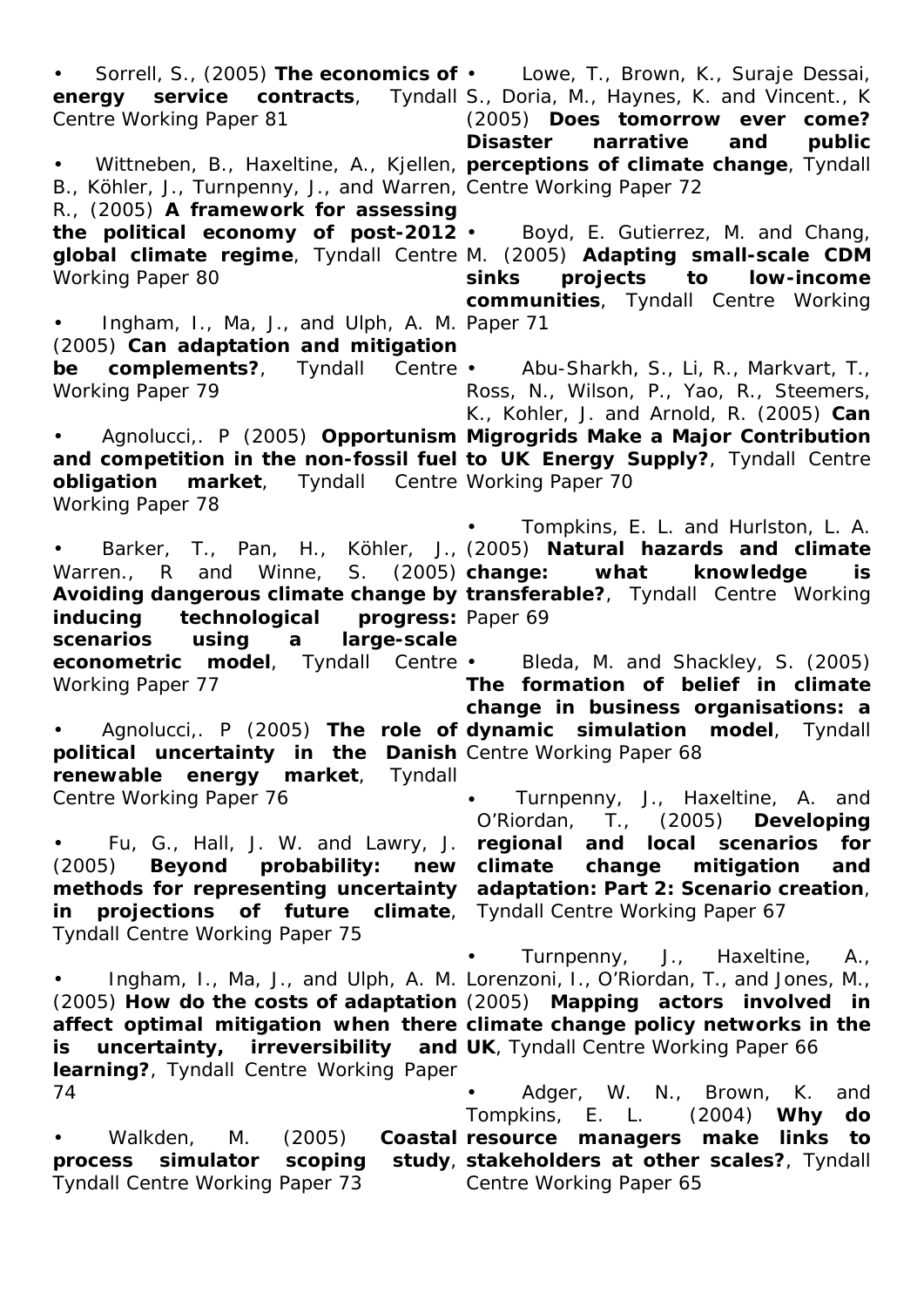- Sorrell, S., (2005) **The economics of energy service contracts**, Tyndall Centre Working Paper 81

- Wittneben, B., Haxeltine, A., Kjellen, B., Köhler, J., Turnpenny, J., and Warren, R., (2005) **A framework for assessing the political economy of post-2012 global climate regime**, Tyndall Centre Working Paper 80

- Ingham, I., Ma, J., and Ulph, A. M. (2005) **Can adaptation and mitigation be complements?**, Tyndall Centre Working Paper 79

- Agnolucci,. P (2005) **Opportunism and competition in the non-fossil fuel obligation market**, Tyndall Centre Working Paper 78

- Barker, T., Pan, H., Köhler, J., Warren., R and Winne, S. (2005) **Avoiding dangerous climate change by inducing technological progress: scenarios using a large-scale econometric model**, Tyndall Centre Working Paper 77

- Agnolucci,. P (2005) **The role of political uncertainty in the Danish renewable energy market**, Tyndall Centre Working Paper 76

- Fu, G., Hall, J. W. and Lawry, J. (2005) **Beyond probability: new methods for representing uncertainty in projections of future climate**, Tyndall Centre Working Paper 75

- Ingham, I., Ma, J., and Ulph, A. M. (2005) **How do the costs of adaptation affect optimal mitigation when there is uncertainty, irreversibility and learning?**, Tyndall Centre Working Paper 74

- Walkden, M. (2005) **Coastal process simulator scoping study**, Tyndall Centre Working Paper 73

- Lowe, T., Brown, K., Suraje Dessai, S., Doria, M., Haynes, K. and Vincent., K (2005) **Does tomorrow ever come? Disaster narrative and public perceptions of climate change**, Tyndall Centre Working Paper 72

- Boyd, E. Gutierrez, M. and Chang, M. (2005) **Adapting small-scale CDM sinks projects to low-income communities**, Tyndall Centre Working Paper 71

- Abu-Sharkh, S., Li, R., Markvart, T., Ross, N., Wilson, P., Yao, R., Steemers, K., Kohler, J. and Arnold, R. (2005) **Can Migrogrids Make a Major Contribution to UK Energy Supply?**, Tyndall Centre Working Paper 70

- Tompkins, E. L. and Hurlston, L. A. (2005) **Natural hazards and climate change: what knowledge is transferable?**, Tyndall Centre Working Paper 69

- Bleda, M. and Shackley, S. (2005) **The formation of belief in climate change in business organisations: a dynamic simulation model**, Tyndall Centre Working Paper 68

- Turnpenny, J., Haxeltine, A. and O'Riordan, T., (2005) **Developing regional and local scenarios for climate change mitigation and adaptation: Part 2: Scenario creation**, Tyndall Centre Working Paper 67

- Turnpenny, J., Haxeltine, A., Lorenzoni, I., O'Riordan, T., and Jones, M., (2005) **Mapping actors involved in climate change policy networks in the UK**, Tyndall Centre Working Paper 66

- Adger, W. N., Brown, K. and Tompkins, E. L. (2004) **Why do resource managers make links to stakeholders at other scales?**, Tyndall Centre Working Paper 65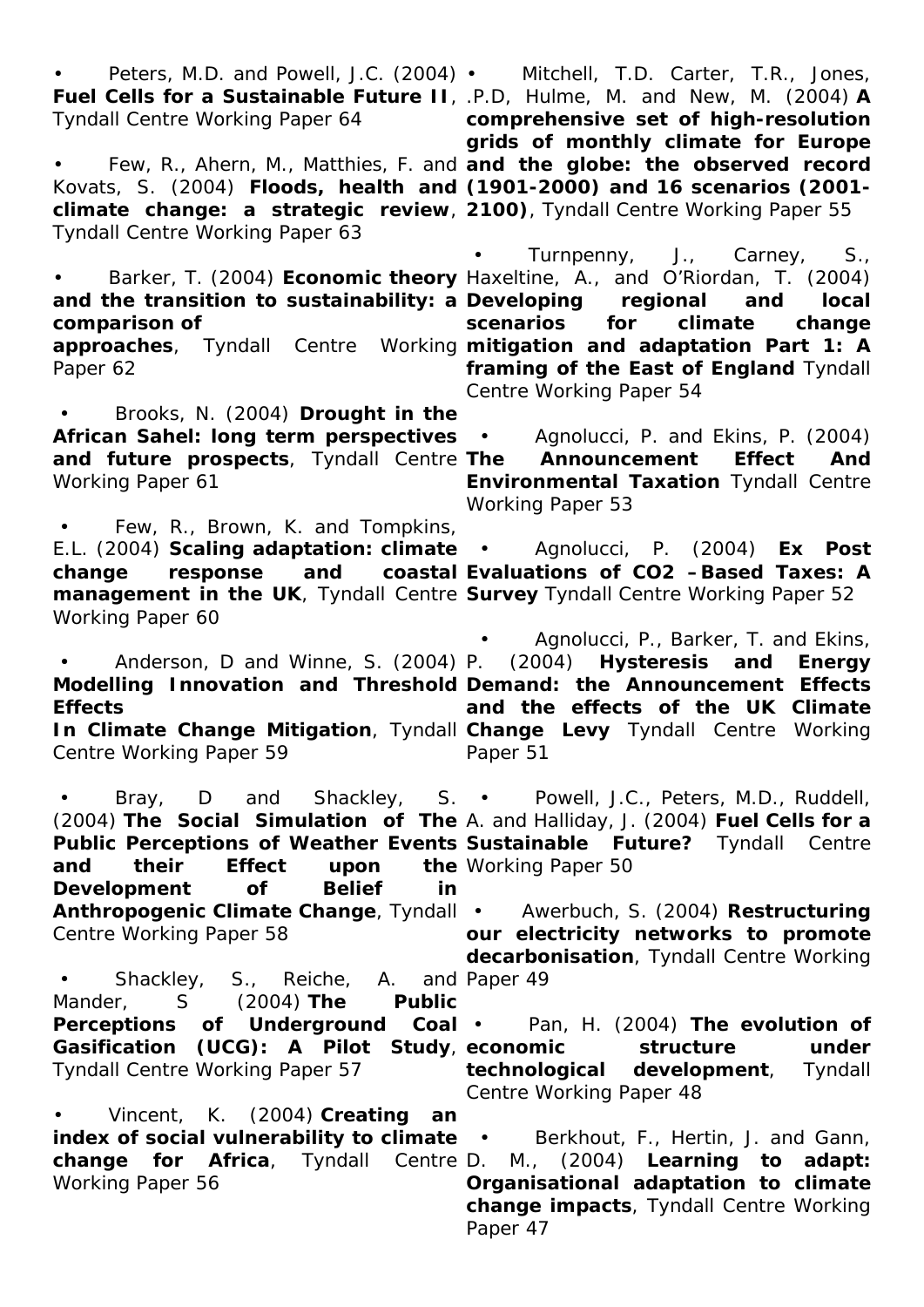- Peters, M.D. and Powell, J.C. (2004) **Fuel Cells for a Sustainable Future II**, Tyndall Centre Working Paper 64

- Few, R., Ahern, M., Matthies, F. and Kovats, S. (2004) **Floods, health and climate change: a strategic review**, Tyndall Centre Working Paper 63

- Barker, T. (2004) **Economic theory and the transition to sustainability: a comparison of approaches**, Tyndall Centre Working Paper 62

- Brooks, N. (2004) **Drought in the African Sahel: long term perspectives and future prospects**, Tyndall Centre Working Paper 61

- Few, R., Brown, K. and Tompkins, E.L. (2004) **Scaling adaptation: climate change response and coastal management in the UK**, Tyndall Centre Working Paper 60

- Anderson, D and Winne, S. (2004) **Modelling Innovation and Threshold Effects In Climate Change Mitigation**, Tyndall Centre Working Paper 59

- Bray, D and Shackley, S. (2004) **The Social Simulation of The Public Perceptions of Weather Events and their Effect upon the Development of Belief in Anthropogenic Climate Change**, Tyndall Centre Working Paper 58

- Shackley, S., Reiche, A. and Mander, S (2004) **The Public Perceptions of Underground Coal Gasification (UCG): A Pilot Study**, Tyndall Centre Working Paper 57

- Vincent, K. (2004) **Creating an index of social vulnerability to climate change for Africa**, Tyndall Centre Working Paper 56

- Mitchell, T.D. Carter, T.R., Jones, .P.D, Hulme, M. and New, M. (2004) **A comprehensive set of high-resolution grids of monthly climate for Europe and the globe: the observed record (1901-2000) and 16 scenarios (2001-2100)**, Tyndall Centre Working Paper 55

- Turnpenny, J., Carney, S., Haxeltine, A., and O'Riordan, T. (2004) **Developing regional and local scenarios for climate change mitigation and adaptation Part 1: A framing of the East of England** Tyndall Centre Working Paper 54

- Agnolucci, P. and Ekins, P. (2004) **The Announcement Effect And Environmental Taxation** Tyndall Centre Working Paper 53

- Agnolucci, P. (2004) **Ex Post Evaluations of CO2 –Based Taxes: A Survey** Tyndall Centre Working Paper 52

- Agnolucci, P., Barker, T. and Ekins, P. (2004) **Hysteresis and Energy Demand: the Announcement Effects and the effects of the UK Climate Change Levy** Tyndall Centre Working Paper 51

- Powell, J.C., Peters, M.D., Ruddell, A. and Halliday, J. (2004) **Fuel Cells for a Sustainable Future?** Tyndall Centre Working Paper 50

- Awerbuch, S. (2004) **Restructuring our electricity networks to promote decarbonisation**, Tyndall Centre Working Paper 49

- Pan, H. (2004) **The evolution of economic structure under technological development**, Tyndall Centre Working Paper 48

- Berkhout, F., Hertin, J. and Gann, D. M., (2004) **Learning to adapt: Organisational adaptation to climate change impacts**, Tyndall Centre Working Paper 47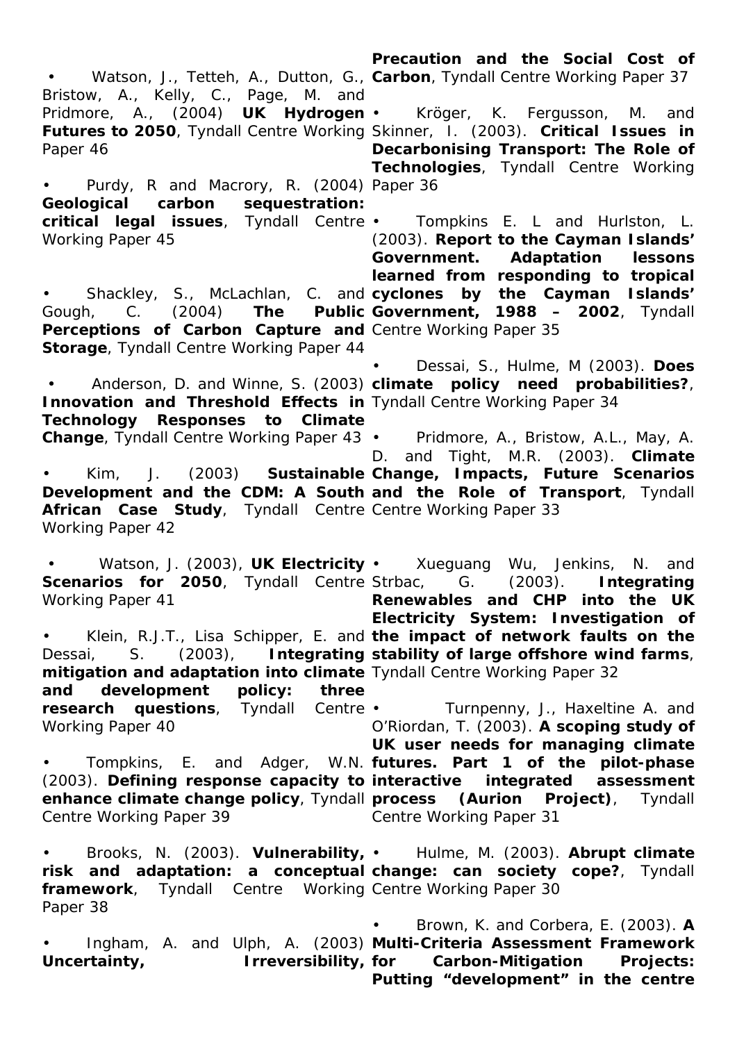- Watson, J., Tetteh, A., Dutton, G., Bristow, A., Kelly, C., Page, M. and Pridmore, A., (2004) **UK Hydrogen Futures to 2050**, Tyndall Centre Working Paper 46

- Purdy, R and Macrory, R. (2004) **Geological carbon sequestration: critical legal issues**, Tyndall Centre Working Paper 45

- Shackley, S., McLachlan, C. and Gough, C. (2004) **The Public Perceptions of Carbon Capture and Storage**, Tyndall Centre Working Paper 44

- Anderson, D. and Winne, S. (2003) **Innovation and Threshold Effects in Technology Responses to Climate Change**, Tyndall Centre Working Paper 43

- Kim, J. (2003) **Sustainable Development and the CDM: A South African Case Study**, Tyndall Centre Working Paper 42

- Watson, J. (2003), **UK Electricity Scenarios for 2050**, Tyndall Centre Working Paper 41

- Klein, R.J.T., Lisa Schipper, E. and Dessai, S. (2003), **Integrating mitigation and adaptation into climate and development policy: three research questions**, Tyndall Centre Working Paper 40

- Tompkins, E. and Adger, W.N. (2003). **Defining response capacity to enhance climate change policy**, Tyndall Centre Working Paper 39

- Brooks, N. (2003). **Vulnerability, risk and adaptation: a conceptual framework**, Tyndall Centre Working Paper 38

- Ingham, A. and Ulph, A. (2003) **Uncertainty, Irreversibility, Precaution and the Social Cost of Carbon**, Tyndall Centre Working Paper 37

- Kröger, K. Fergusson, M. and Skinner, I. (2003). **Critical Issues in Decarbonising Transport: The Role of Technologies**, Tyndall Centre Working Paper 36

- Tompkins E. L and Hurlston, L. (2003). **Report to the Cayman Islands' Government. Adaptation lessons learned from responding to tropical cyclones by the Cayman Islands' Government, 1988 – 2002**, Tyndall Centre Working Paper 35

- Dessai, S., Hulme, M (2003). **Does climate policy need probabilities?**, Tyndall Centre Working Paper 34

- Pridmore, A., Bristow, A.L., May, A. D. and Tight, M.R. (2003). **Climate Change, Impacts, Future Scenarios and the Role of Transport**, Tyndall Centre Working Paper 33

- Xueguang Wu, Jenkins, N. and Strbac, G. (2003). **Integrating Renewables and CHP into the UK Electricity System: Investigation of the impact of network faults on the stability of large offshore wind farms**, Tyndall Centre Working Paper 32

- Turnpenny, J., Haxeltine A. and O'Riordan, T. (2003). **A scoping study of UK user needs for managing climate futures. Part 1 of the pilot-phase interactive integrated assessment process (Aurion Project)**, Tyndall Centre Working Paper 31

- Hulme, M. (2003). **Abrupt climate change: can society cope?**, Tyndall Centre Working Paper 30

- Brown, K. and Corbera, E. (2003). **A Multi-Criteria Assessment Framework for Carbon-Mitigation Projects: Putting "development" in the centre**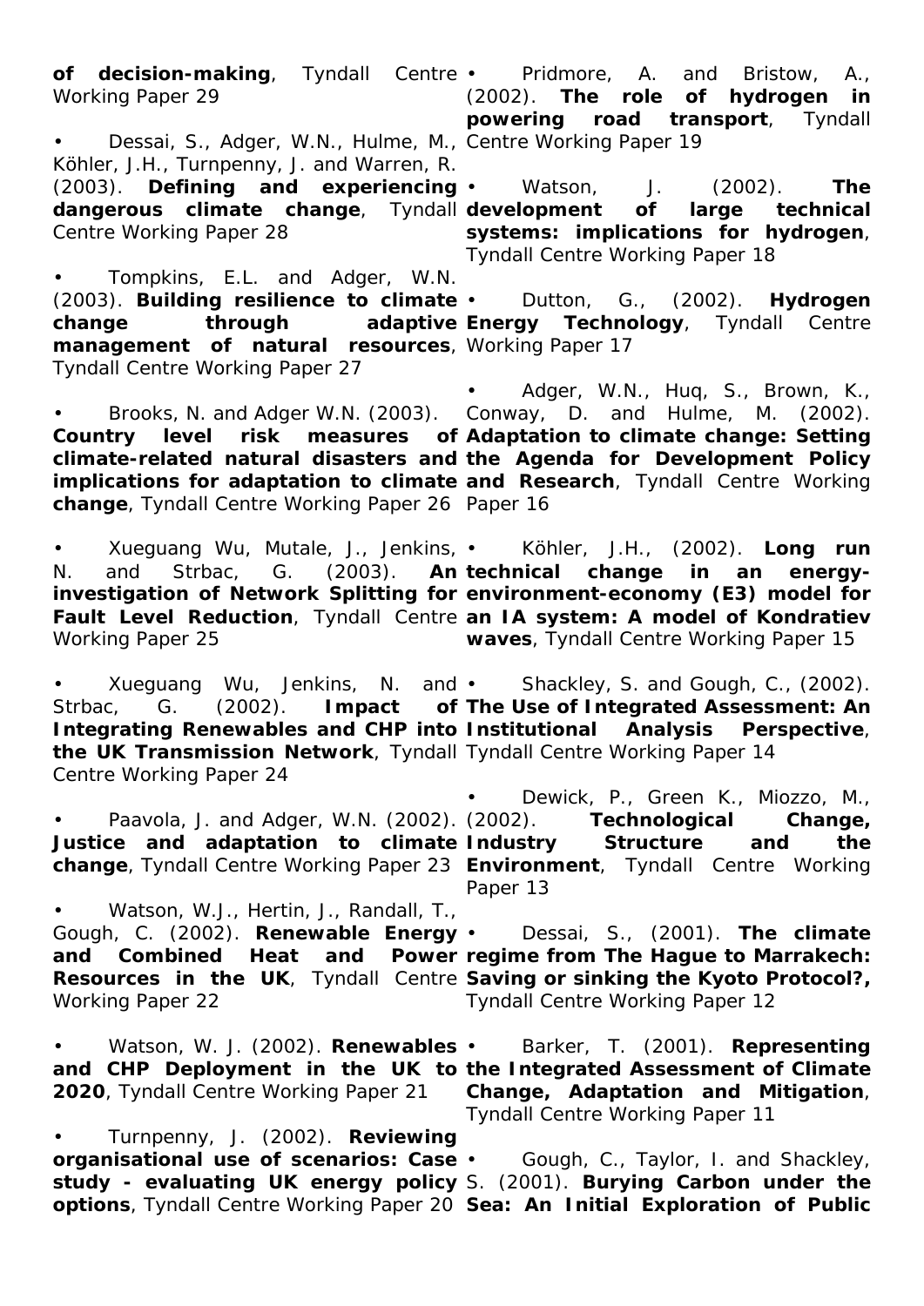**of decision-making**, Tyndall Centre Working Paper 29

- Dessai, S., Adger, W.N., Hulme, M., Köhler, J.H., Turnpenny, J. and Warren, R. (2003). **Defining and experiencing dangerous climate change**, Tyndall Centre Working Paper 28

- Tompkins, E.L. and Adger, W.N. (2003). **Building resilience to climate change through adaptive management of natural resources**, Tyndall Centre Working Paper 27

- Brooks, N. and Adger W.N. (2003). **Country level risk measures of climate-related natural disasters and implications for adaptation to climate change**, Tyndall Centre Working Paper 26

- Xueguang Wu, Mutale, J., Jenkins, N. and Strbac, G. (2003). **An investigation of Network Splitting for Fault Level Reduction**, Tyndall Centre Working Paper 25

- Xueguang Wu, Jenkins, N. and Strbac, G. (2002). **Impact of Integrating Renewables and CHP into the UK Transmission Network**, Tyndall Centre Working Paper 24

- Paavola, J. and Adger, W.N. (2002). **Justice and adaptation to climate change**, Tyndall Centre Working Paper 23

- Watson, W.J., Hertin, J., Randall, T., Gough, C. (2002). **Renewable Energy and Combined Heat and Power Resources in the UK**, Tyndall Centre Working Paper 22

- Watson, W. J. (2002). **Renewables and CHP Deployment in the UK to 2020**, Tyndall Centre Working Paper 21

- Turnpenny, J. (2002). **Reviewing organisational use of scenarios: Case study - evaluating UK energy policy options**, Tyndall Centre Working Paper 20

- Pridmore, A. and Bristow, A., (2002). **The role of hydrogen in powering road transport**, Tyndall Centre Working Paper 19

- Watson, J. (2002). **The development of large technical systems: implications for hydrogen**, Tyndall Centre Working Paper 18

- Dutton, G., (2002). **Hydrogen Energy Technology**, Tyndall Centre Working Paper 17

- Adger, W.N., Huq, S., Brown, K., Conway, D. and Hulme, M. (2002). **Adaptation to climate change: Setting the Agenda for Development Policy and Research**, Tyndall Centre Working Paper 16

- Köhler, J.H., (2002). **Long run technical change in an energy-environment-economy (E3) model for an IA system: A model of Kondratiev waves**, Tyndall Centre Working Paper 15

- Shackley, S. and Gough, C., (2002). **The Use of Integrated Assessment: An Institutional Analysis Perspective**, Tyndall Centre Working Paper 14

- Dewick, P., Green K., Miozzo, M., (2002). **Technological Change, Industry Structure and the Environment**, Tyndall Centre Working Paper 13

- Dessai, S., (2001). **The climate regime from The Hague to Marrakech: Saving or sinking the Kyoto Protocol?,** Tyndall Centre Working Paper 12

- Barker, T. (2001). **Representing the Integrated Assessment of Climate Change, Adaptation and Mitigation**, Tyndall Centre Working Paper 11

- Gough, C., Taylor, I. and Shackley, S. (2001). **Burying Carbon under the Sea: An Initial Exploration of Public**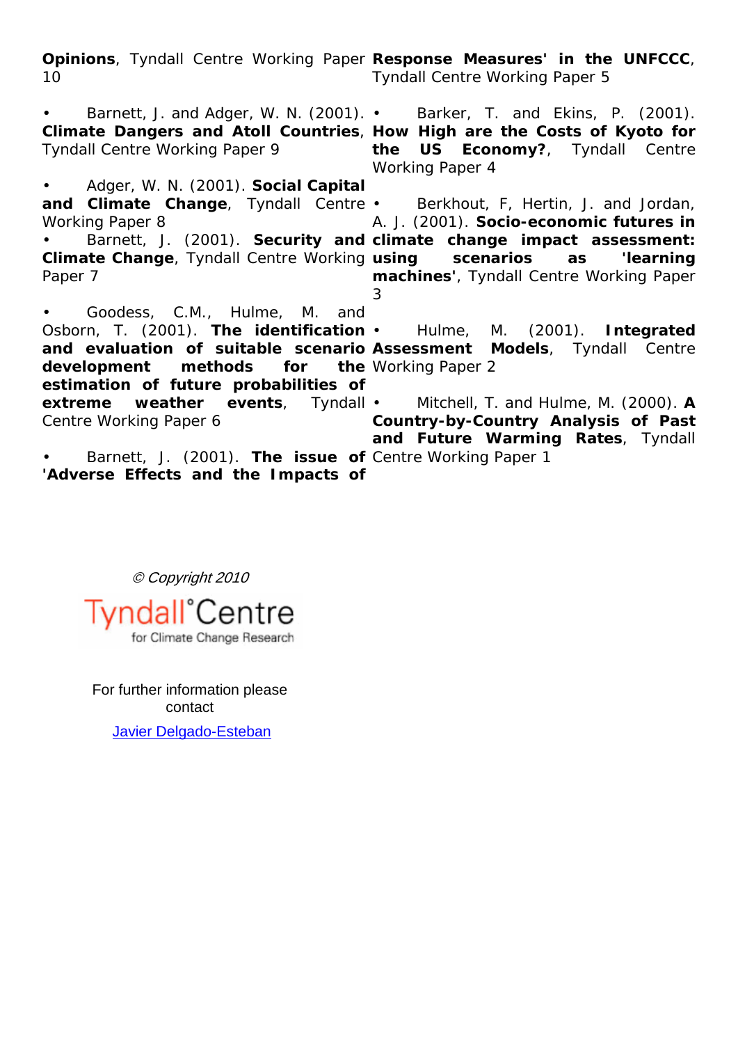**Opinions**, Tyndall Centre Working Paper 10

• Barnett, J. and Adger, W. N. (2001). **Climate Dangers and Atoll Countries**, Tyndall Centre Working Paper 9

• Adger, W. N. (2001). **Social Capital and Climate Change**, Tyndall Centre Working Paper 8

• Barnett, J. (2001). **Security and Climate Change**, Tyndall Centre Working Paper 7

• Goodess, C.M., Hulme, M. and Osborn, T. (2001). **The identification and evaluation of suitable scenario development methods for the estimation of future probabilities of extreme weather events**, Tyndall Centre Working Paper 6

• Barnett, J. (2001). **The issue of 'Adverse Effects and the Impacts of Response Measures' in the UNFCCC**, Tyndall Centre Working Paper 5

• Barker, T. and Ekins, P. (2001). **How High are the Costs of Kyoto for the US Economy?**, Tyndall Centre Working Paper 4

• Berkhout, F, Hertin, J. and Jordan, A. J. (2001). **Socio-economic futures in climate change impact assessment: using scenarios as 'learning machines'**, Tyndall Centre Working Paper 3

• Hulme, M. (2001). **Integrated Assessment Models**, Tyndall Centre Working Paper 2

• Mitchell, T. and Hulme, M. (2000). **A Country-by-Country Analysis of Past and Future Warming Rates**, Tyndall Centre Working Paper 1

*© Copyright 2010*

Tyndall°Centre for Climate Change Research

For further information please contact

Javier Delgado-Esteban